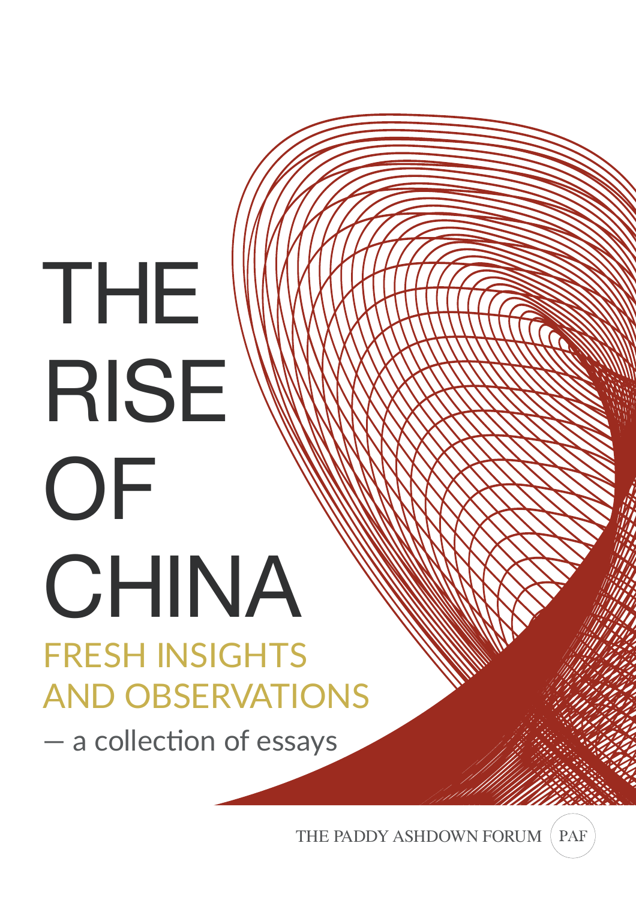# THE RISE OF CHINA

## FRESH INSIGHTS AND OBSERVATIONS

– a collection of essays

THE PADDY ASHDOWN FORUM (PAF)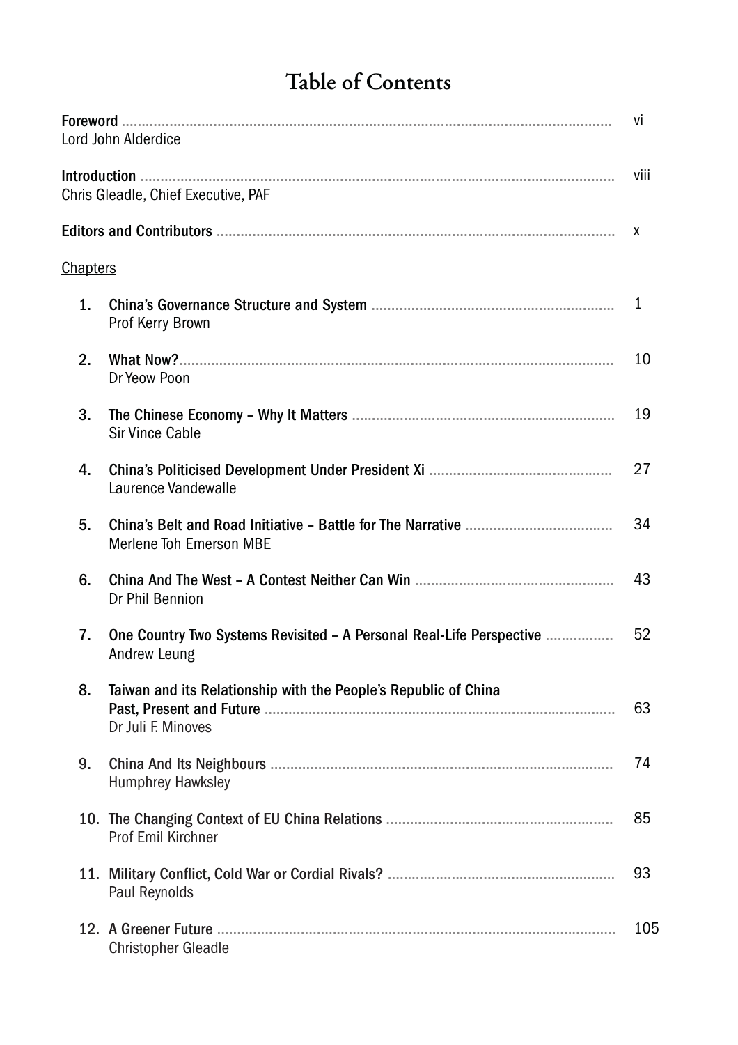# Table of Contents

**Foreword** ..... vi
Lord John Alderdice

**Introduction** ..... viii
Chris Gleadle, Chief Executive, PAF

**Editors and Contributors** ..... x

Chapters

1. **China's Governance Structure and System** ..... 1
   Prof Kerry Brown

2. **What Now?** ..... 10
   Dr Yeow Poon

3. **The Chinese Economy – Why It Matters** ..... 19
   Sir Vince Cable

4. **China's Politicised Development Under President Xi** ..... 27
   Laurence Vandewalle

5. **China's Belt and Road Initiative – Battle for The Narrative** ..... 34
   Merlene Toh Emerson MBE

6. **China And The West – A Contest Neither Can Win** ..... 43
   Dr Phil Bennion

7. **One Country Two Systems Revisited – A Personal Real-Life Perspective** ..... 52
   Andrew Leung

8. **Taiwan and its Relationship with the People's Republic of China Past, Present and Future** ..... 63
   Dr Juli F. Minoves

9. **China And Its Neighbours** ..... 74
   Humphrey Hawksley

10. **The Changing Context of EU China Relations** ..... 85
    Prof Emil Kirchner

11. **Military Conflict, Cold War or Cordial Rivals?** ..... 93
    Paul Reynolds

12. **A Greener Future** ..... 105
    Christopher Gleadle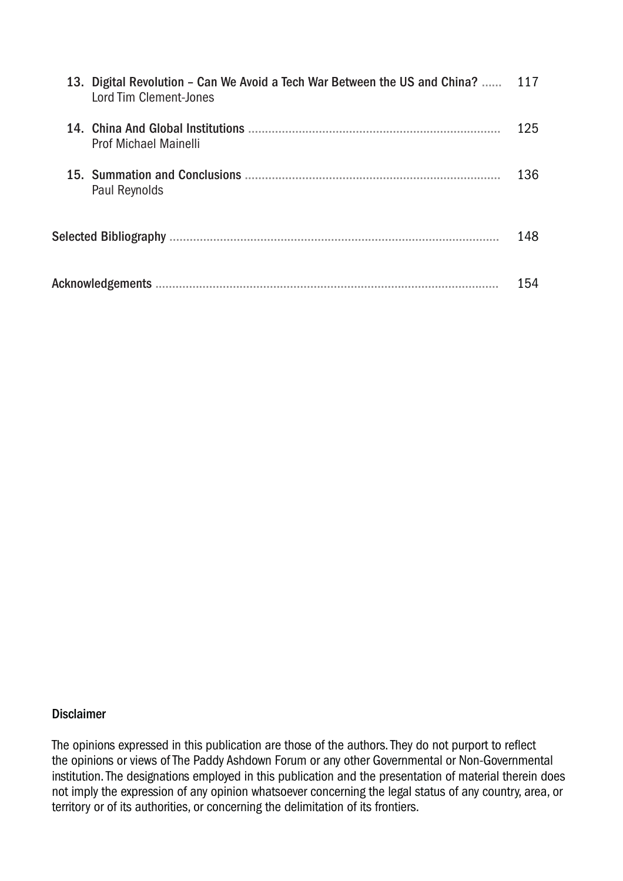13. **Digital Revolution – Can We Avoid a Tech War Between the US and China?** ...... 117
    Lord Tim Clement-Jones

14. **China And Global Institutions** ........................................................................ 125
    Prof Michael Mainelli

15. **Summation and Conclusions** ........................................................................ 136
    Paul Reynolds

**Selected Bibliography** ........................................................................................ 148

**Acknowledgements** ............................................................................................ 154

**Disclaimer**

The opinions expressed in this publication are those of the authors. They do not purport to reflect the opinions or views of The Paddy Ashdown Forum or any other Governmental or Non-Governmental institution. The designations employed in this publication and the presentation of material therein does not imply the expression of any opinion whatsoever concerning the legal status of any country, area, or territory or of its authorities, or concerning the delimitation of its frontiers.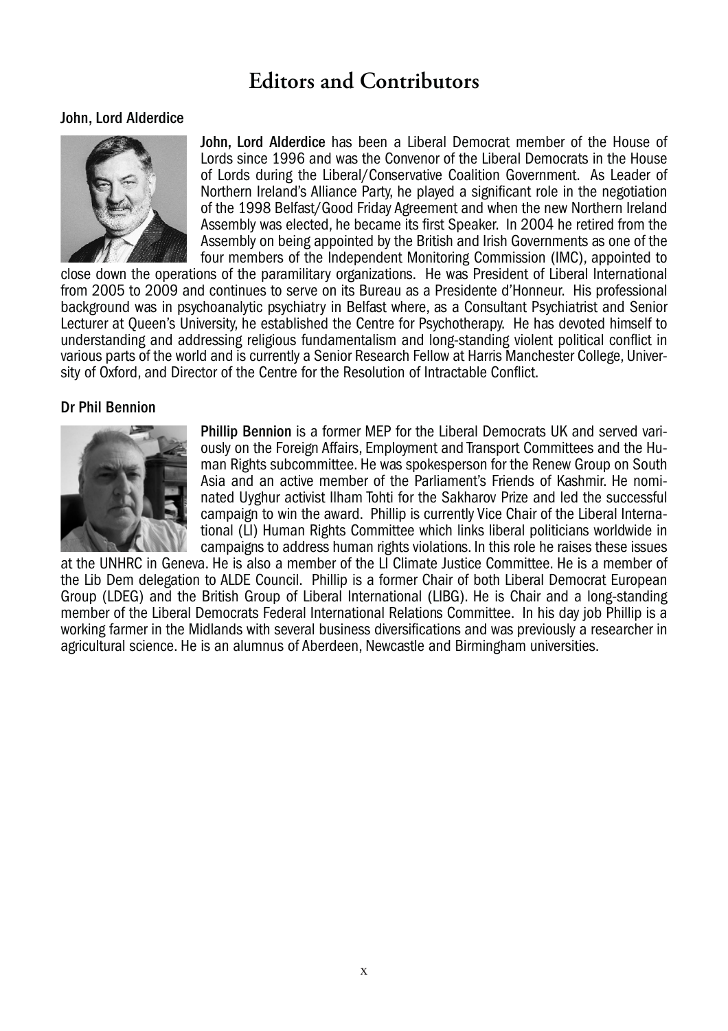# Editors and Contributors

## John, Lord Alderdice

**John, Lord Alderdice** has been a Liberal Democrat member of the House of Lords since 1996 and was the Convenor of the Liberal Democrats in the House of Lords during the Liberal/Conservative Coalition Government. As Leader of Northern Ireland's Alliance Party, he played a significant role in the negotiation of the 1998 Belfast/Good Friday Agreement and when the new Northern Ireland Assembly was elected, he became its first Speaker. In 2004 he retired from the Assembly on being appointed by the British and Irish Governments as one of the four members of the Independent Monitoring Commission (IMC), appointed to close down the operations of the paramilitary organizations. He was President of Liberal International from 2005 to 2009 and continues to serve on its Bureau as a Presidente d'Honneur. His professional background was in psychoanalytic psychiatry in Belfast where, as a Consultant Psychiatrist and Senior Lecturer at Queen's University, he established the Centre for Psychotherapy. He has devoted himself to understanding and addressing religious fundamentalism and long-standing violent political conflict in various parts of the world and is currently a Senior Research Fellow at Harris Manchester College, University of Oxford, and Director of the Centre for the Resolution of Intractable Conflict.

## Dr Phil Bennion

**Phillip Bennion** is a former MEP for the Liberal Democrats UK and served variously on the Foreign Affairs, Employment and Transport Committees and the Human Rights subcommittee. He was spokesperson for the Renew Group on South Asia and an active member of the Parliament's Friends of Kashmir. He nominated Uyghur activist Ilham Tohti for the Sakharov Prize and led the successful campaign to win the award. Phillip is currently Vice Chair of the Liberal International (LI) Human Rights Committee which links liberal politicians worldwide in campaigns to address human rights violations. In this role he raises these issues at the UNHRC in Geneva. He is also a member of the LI Climate Justice Committee. He is a member of the Lib Dem delegation to ALDE Council. Phillip is a former Chair of both Liberal Democrat European Group (LDEG) and the British Group of Liberal International (LIBG). He is Chair and a long-standing member of the Liberal Democrats Federal International Relations Committee. In his day job Phillip is a working farmer in the Midlands with several business diversifications and was previously a researcher in agricultural science. He is an alumnus of Aberdeen, Newcastle and Birmingham universities.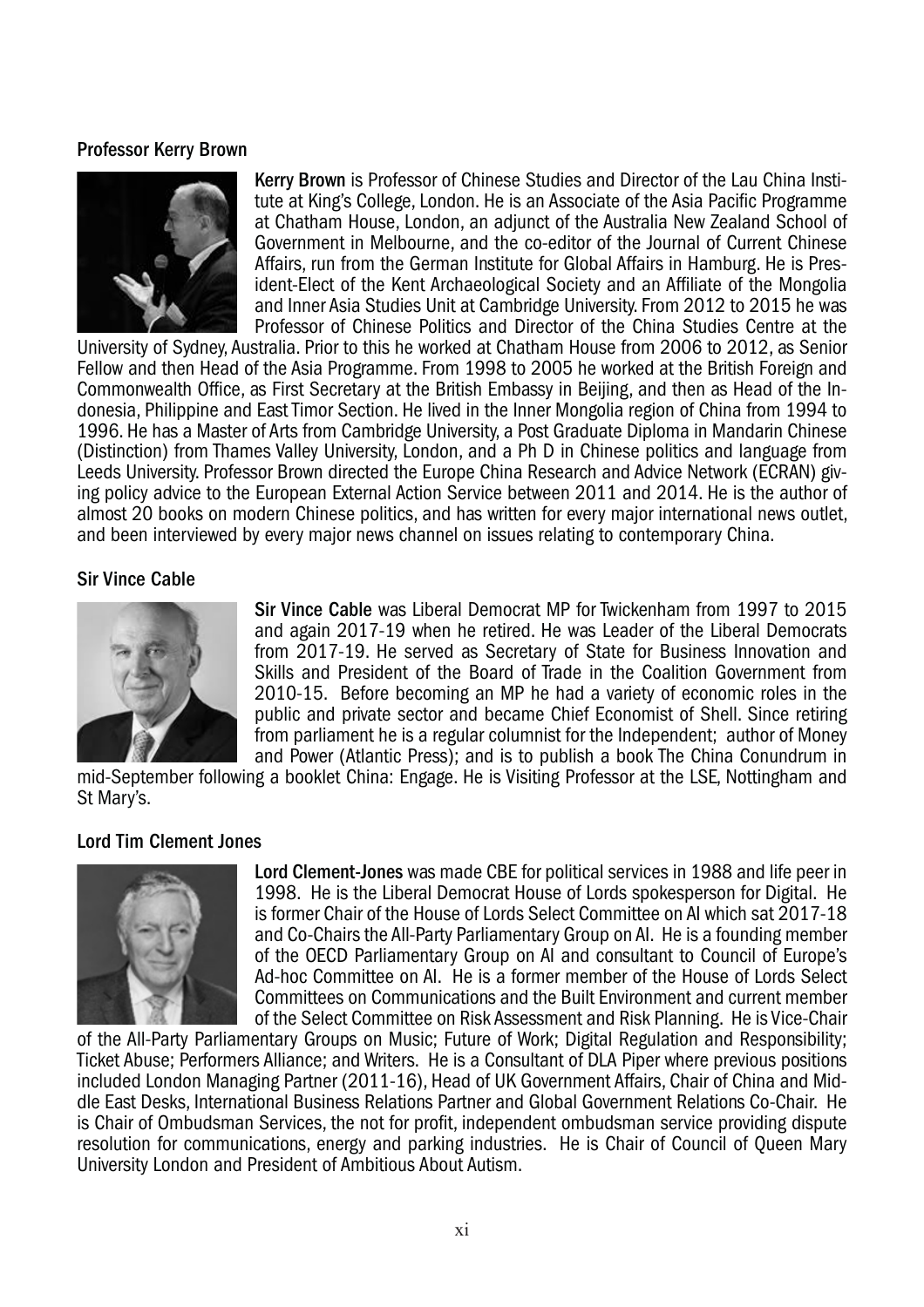### Professor Kerry Brown

**Kerry Brown** is Professor of Chinese Studies and Director of the Lau China Institute at King's College, London. He is an Associate of the Asia Pacific Programme at Chatham House, London, an adjunct of the Australia New Zealand School of Government in Melbourne, and the co-editor of the Journal of Current Chinese Affairs, run from the German Institute for Global Affairs in Hamburg. He is President-Elect of the Kent Archaeological Society and an Affiliate of the Mongolia and Inner Asia Studies Unit at Cambridge University. From 2012 to 2015 he was Professor of Chinese Politics and Director of the China Studies Centre at the University of Sydney, Australia. Prior to this he worked at Chatham House from 2006 to 2012, as Senior Fellow and then Head of the Asia Programme. From 1998 to 2005 he worked at the British Foreign and Commonwealth Office, as First Secretary at the British Embassy in Beijing, and then as Head of the Indonesia, Philippine and East Timor Section. He lived in the Inner Mongolia region of China from 1994 to 1996. He has a Master of Arts from Cambridge University, a Post Graduate Diploma in Mandarin Chinese (Distinction) from Thames Valley University, London, and a Ph D in Chinese politics and language from Leeds University. Professor Brown directed the Europe China Research and Advice Network (ECRAN) giving policy advice to the European External Action Service between 2011 and 2014. He is the author of almost 20 books on modern Chinese politics, and has written for every major international news outlet, and been interviewed by every major news channel on issues relating to contemporary China.

### Sir Vince Cable

**Sir Vince Cable** was Liberal Democrat MP for Twickenham from 1997 to 2015 and again 2017-19 when he retired. He was Leader of the Liberal Democrats from 2017-19. He served as Secretary of State for Business Innovation and Skills and President of the Board of Trade in the Coalition Government from 2010-15. Before becoming an MP he had a variety of economic roles in the public and private sector and became Chief Economist of Shell. Since retiring from parliament he is a regular columnist for the Independent; author of Money and Power (Atlantic Press); and is to publish a book The China Conundrum in mid-September following a booklet China: Engage. He is Visiting Professor at the LSE, Nottingham and St Mary's.

### Lord Tim Clement Jones

**Lord Clement-Jones** was made CBE for political services in 1988 and life peer in 1998. He is the Liberal Democrat House of Lords spokesperson for Digital. He is former Chair of the House of Lords Select Committee on AI which sat 2017-18 and Co-Chairs the All-Party Parliamentary Group on AI. He is a founding member of the OECD Parliamentary Group on AI and consultant to Council of Europe's Ad-hoc Committee on AI. He is a former member of the House of Lords Select Committees on Communications and the Built Environment and current member of the Select Committee on Risk Assessment and Risk Planning. He is Vice-Chair of the All-Party Parliamentary Groups on Music; Future of Work; Digital Regulation and Responsibility; Ticket Abuse; Performers Alliance; and Writers. He is a Consultant of DLA Piper where previous positions included London Managing Partner (2011-16), Head of UK Government Affairs, Chair of China and Middle East Desks, International Business Relations Partner and Global Government Relations Co-Chair. He is Chair of Ombudsman Services, the not for profit, independent ombudsman service providing dispute resolution for communications, energy and parking industries. He is Chair of Council of Queen Mary University London and President of Ambitious About Autism.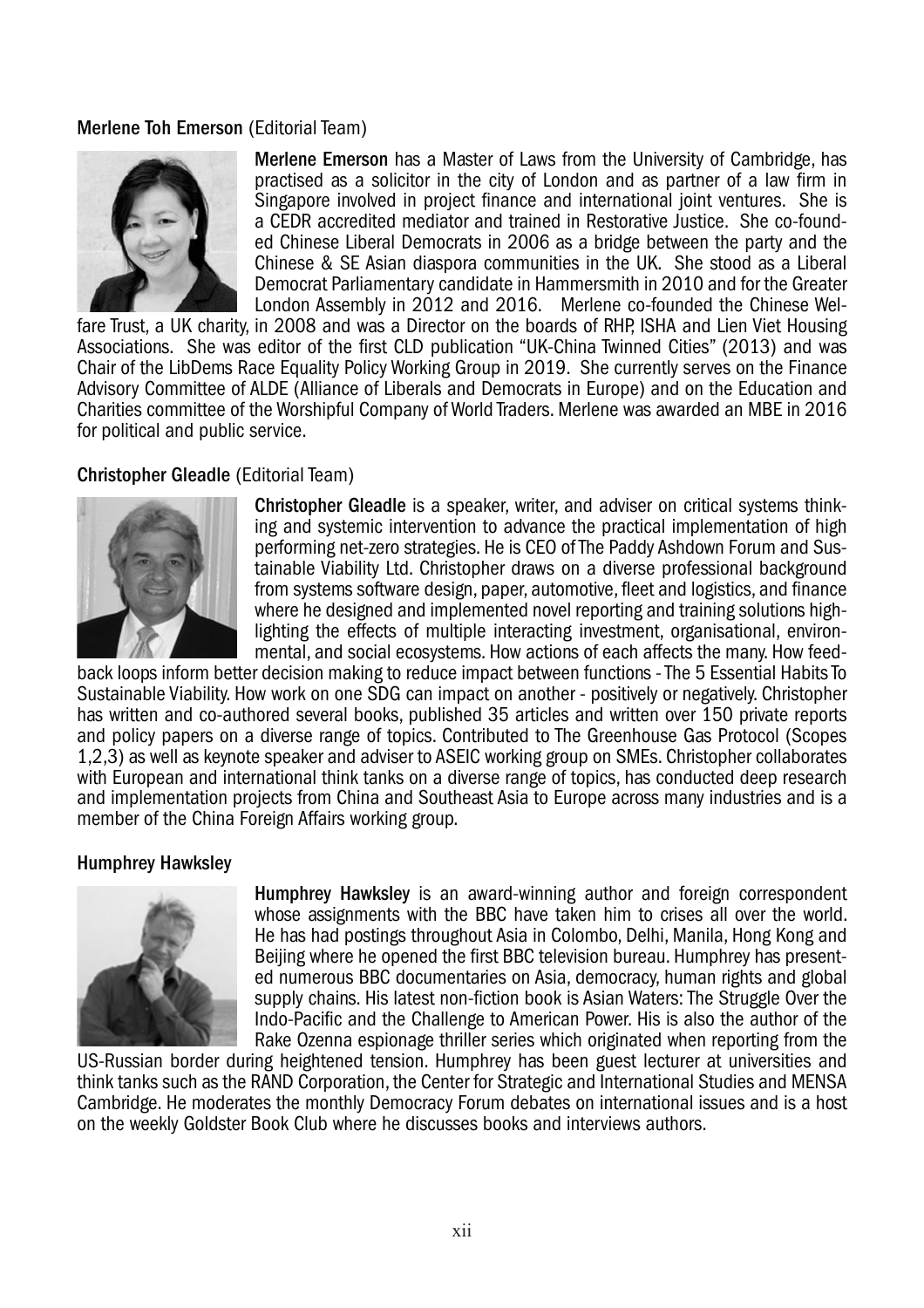### Merlene Toh Emerson (Editorial Team)

**Merlene Emerson** has a Master of Laws from the University of Cambridge, has practised as a solicitor in the city of London and as partner of a law firm in Singapore involved in project finance and international joint ventures. She is a CEDR accredited mediator and trained in Restorative Justice. She co-founded Chinese Liberal Democrats in 2006 as a bridge between the party and the Chinese & SE Asian diaspora communities in the UK. She stood as a Liberal Democrat Parliamentary candidate in Hammersmith in 2010 and for the Greater London Assembly in 2012 and 2016. Merlene co-founded the Chinese Welfare Trust, a UK charity, in 2008 and was a Director on the boards of RHP, ISHA and Lien Viet Housing Associations. She was editor of the first CLD publication "UK-China Twinned Cities" (2013) and was Chair of the LibDems Race Equality Policy Working Group in 2019. She currently serves on the Finance Advisory Committee of ALDE (Alliance of Liberals and Democrats in Europe) and on the Education and Charities committee of the Worshipful Company of World Traders. Merlene was awarded an MBE in 2016 for political and public service.

### Christopher Gleadle (Editorial Team)

**Christopher Gleadle** is a speaker, writer, and adviser on critical systems thinking and systemic intervention to advance the practical implementation of high performing net-zero strategies. He is CEO of The Paddy Ashdown Forum and Sustainable Viability Ltd. Christopher draws on a diverse professional background from systems software design, paper, automotive, fleet and logistics, and finance where he designed and implemented novel reporting and training solutions highlighting the effects of multiple interacting investment, organisational, environmental, and social ecosystems. How actions of each affects the many. How feedback loops inform better decision making to reduce impact between functions - The 5 Essential Habits To Sustainable Viability. How work on one SDG can impact on another - positively or negatively. Christopher has written and co-authored several books, published 35 articles and written over 150 private reports and policy papers on a diverse range of topics. Contributed to The Greenhouse Gas Protocol (Scopes 1,2,3) as well as keynote speaker and adviser to ASEIC working group on SMEs. Christopher collaborates with European and international think tanks on a diverse range of topics, has conducted deep research and implementation projects from China and Southeast Asia to Europe across many industries and is a member of the China Foreign Affairs working group.

### Humphrey Hawksley

**Humphrey Hawksley** is an award-winning author and foreign correspondent whose assignments with the BBC have taken him to crises all over the world. He has had postings throughout Asia in Colombo, Delhi, Manila, Hong Kong and Beijing where he opened the first BBC television bureau. Humphrey has presented numerous BBC documentaries on Asia, democracy, human rights and global supply chains. His latest non-fiction book is Asian Waters: The Struggle Over the Indo-Pacific and the Challenge to American Power. His is also the author of the Rake Ozenna espionage thriller series which originated when reporting from the US-Russian border during heightened tension. Humphrey has been guest lecturer at universities and think tanks such as the RAND Corporation, the Center for Strategic and International Studies and MENSA Cambridge. He moderates the monthly Democracy Forum debates on international issues and is a host on the weekly Goldster Book Club where he discusses books and interviews authors.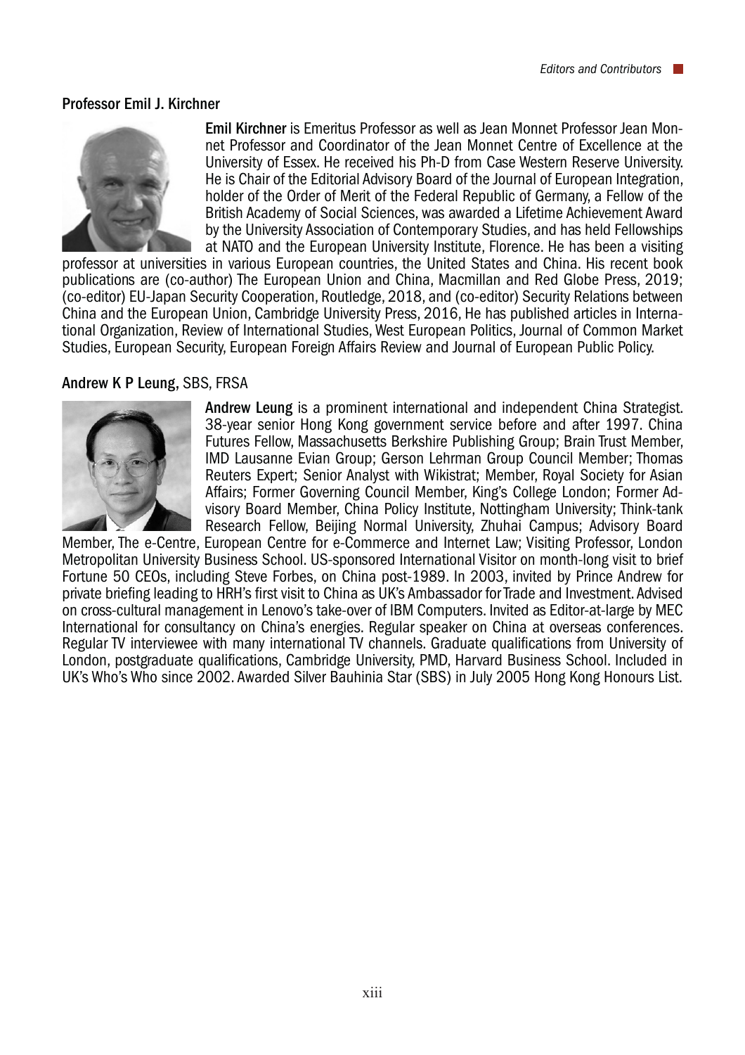### Professor Emil J. Kirchner

**Emil Kirchner** is Emeritus Professor as well as Jean Monnet Professor Jean Monnet Professor and Coordinator of the Jean Monnet Centre of Excellence at the University of Essex. He received his Ph-D from Case Western Reserve University. He is Chair of the Editorial Advisory Board of the Journal of European Integration, holder of the Order of Merit of the Federal Republic of Germany, a Fellow of the British Academy of Social Sciences, was awarded a Lifetime Achievement Award by the University Association of Contemporary Studies, and has held Fellowships at NATO and the European University Institute, Florence. He has been a visiting professor at universities in various European countries, the United States and China. His recent book publications are (co-author) The European Union and China, Macmillan and Red Globe Press, 2019; (co-editor) EU-Japan Security Cooperation, Routledge, 2018, and (co-editor) Security Relations between China and the European Union, Cambridge University Press, 2016, He has published articles in International Organization, Review of International Studies, West European Politics, Journal of Common Market Studies, European Security, European Foreign Affairs Review and Journal of European Public Policy.

### Andrew K P Leung, SBS, FRSA

**Andrew Leung** is a prominent international and independent China Strategist. 38-year senior Hong Kong government service before and after 1997. China Futures Fellow, Massachusetts Berkshire Publishing Group; Brain Trust Member, IMD Lausanne Evian Group; Gerson Lehrman Group Council Member; Thomas Reuters Expert; Senior Analyst with Wikistrat; Member, Royal Society for Asian Affairs; Former Governing Council Member, King's College London; Former Advisory Board Member, China Policy Institute, Nottingham University; Think-tank Research Fellow, Beijing Normal University, Zhuhai Campus; Advisory Board Member, The e-Centre, European Centre for e-Commerce and Internet Law; Visiting Professor, London Metropolitan University Business School. US-sponsored International Visitor on month-long visit to brief Fortune 50 CEOs, including Steve Forbes, on China post-1989. In 2003, invited by Prince Andrew for private briefing leading to HRH's first visit to China as UK's Ambassador for Trade and Investment. Advised on cross-cultural management in Lenovo's take-over of IBM Computers. Invited as Editor-at-large by MEC International for consultancy on China's energies. Regular speaker on China at overseas conferences. Regular TV interviewee with many international TV channels. Graduate qualifications from University of London, postgraduate qualifications, Cambridge University, PMD, Harvard Business School. Included in UK's Who's Who since 2002. Awarded Silver Bauhinia Star (SBS) in July 2005 Hong Kong Honours List.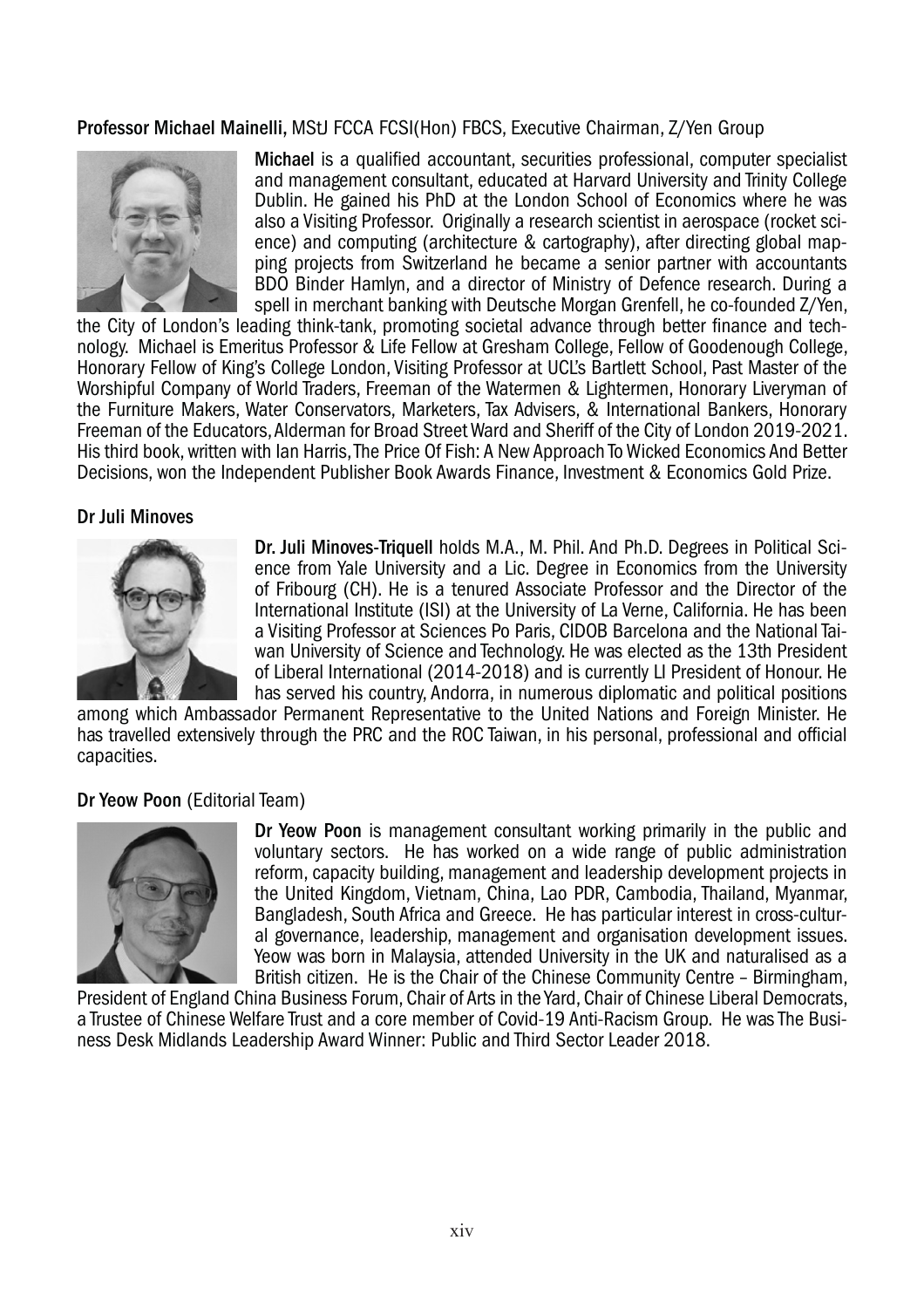**Professor Michael Mainelli,** MStJ FCCA FCSI(Hon) FBCS, Executive Chairman, Z/Yen Group

**Michael** is a qualified accountant, securities professional, computer specialist and management consultant, educated at Harvard University and Trinity College Dublin. He gained his PhD at the London School of Economics where he was also a Visiting Professor. Originally a research scientist in aerospace (rocket science) and computing (architecture & cartography), after directing global mapping projects from Switzerland he became a senior partner with accountants BDO Binder Hamlyn, and a director of Ministry of Defence research. During a spell in merchant banking with Deutsche Morgan Grenfell, he co-founded Z/Yen, the City of London's leading think-tank, promoting societal advance through better finance and technology. Michael is Emeritus Professor & Life Fellow at Gresham College, Fellow of Goodenough College, Honorary Fellow of King's College London, Visiting Professor at UCL's Bartlett School, Past Master of the Worshipful Company of World Traders, Freeman of the Watermen & Lightermen, Honorary Liveryman of the Furniture Makers, Water Conservators, Marketers, Tax Advisers, & International Bankers, Honorary Freeman of the Educators, Alderman for Broad Street Ward and Sheriff of the City of London 2019-2021. His third book, written with Ian Harris, The Price Of Fish: A New Approach To Wicked Economics And Better Decisions, won the Independent Publisher Book Awards Finance, Investment & Economics Gold Prize.

**Dr Juli Minoves**

**Dr. Juli Minoves-Triquell** holds M.A., M. Phil. And Ph.D. Degrees in Political Science from Yale University and a Lic. Degree in Economics from the University of Fribourg (CH). He is a tenured Associate Professor and the Director of the International Institute (ISI) at the University of La Verne, California. He has been a Visiting Professor at Sciences Po Paris, CIDOB Barcelona and the National Taiwan University of Science and Technology. He was elected as the 13th President of Liberal International (2014-2018) and is currently LI President of Honour. He has served his country, Andorra, in numerous diplomatic and political positions among which Ambassador Permanent Representative to the United Nations and Foreign Minister. He has travelled extensively through the PRC and the ROC Taiwan, in his personal, professional and official capacities.

**Dr Yeow Poon** (Editorial Team)

**Dr Yeow Poon** is management consultant working primarily in the public and voluntary sectors. He has worked on a wide range of public administration reform, capacity building, management and leadership development projects in the United Kingdom, Vietnam, China, Lao PDR, Cambodia, Thailand, Myanmar, Bangladesh, South Africa and Greece. He has particular interest in cross-cultural governance, leadership, management and organisation development issues. Yeow was born in Malaysia, attended University in the UK and naturalised as a British citizen. He is the Chair of the Chinese Community Centre – Birmingham, President of England China Business Forum, Chair of Arts in the Yard, Chair of Chinese Liberal Democrats, a Trustee of Chinese Welfare Trust and a core member of Covid-19 Anti-Racism Group. He was The Business Desk Midlands Leadership Award Winner: Public and Third Sector Leader 2018.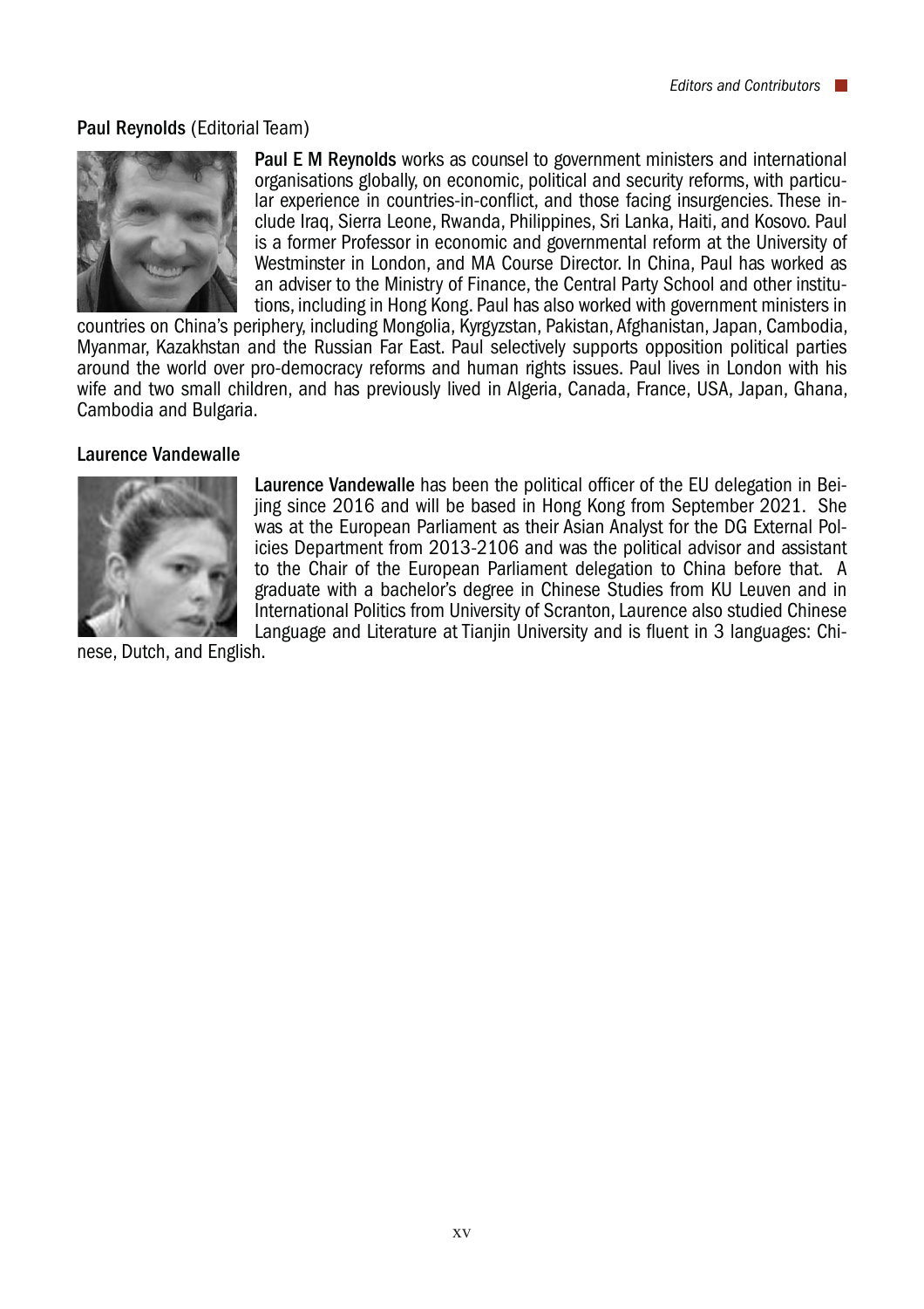### **Paul Reynolds** (Editorial Team)

**Paul E M Reynolds** works as counsel to government ministers and international organisations globally, on economic, political and security reforms, with particular experience in countries-in-conflict, and those facing insurgencies. These include Iraq, Sierra Leone, Rwanda, Philippines, Sri Lanka, Haiti, and Kosovo. Paul is a former Professor in economic and governmental reform at the University of Westminster in London, and MA Course Director. In China, Paul has worked as an adviser to the Ministry of Finance, the Central Party School and other institutions, including in Hong Kong. Paul has also worked with government ministers in countries on China's periphery, including Mongolia, Kyrgyzstan, Pakistan, Afghanistan, Japan, Cambodia, Myanmar, Kazakhstan and the Russian Far East. Paul selectively supports opposition political parties around the world over pro-democracy reforms and human rights issues. Paul lives in London with his wife and two small children, and has previously lived in Algeria, Canada, France, USA, Japan, Ghana, Cambodia and Bulgaria.

### **Laurence Vandewalle**

**Laurence Vandewalle** has been the political officer of the EU delegation in Beijing since 2016 and will be based in Hong Kong from September 2021. She was at the European Parliament as their Asian Analyst for the DG External Policies Department from 2013-2106 and was the political advisor and assistant to the Chair of the European Parliament delegation to China before that. A graduate with a bachelor's degree in Chinese Studies from KU Leuven and in International Politics from University of Scranton, Laurence also studied Chinese Language and Literature at Tianjin University and is fluent in 3 languages: Chinese, Dutch, and English.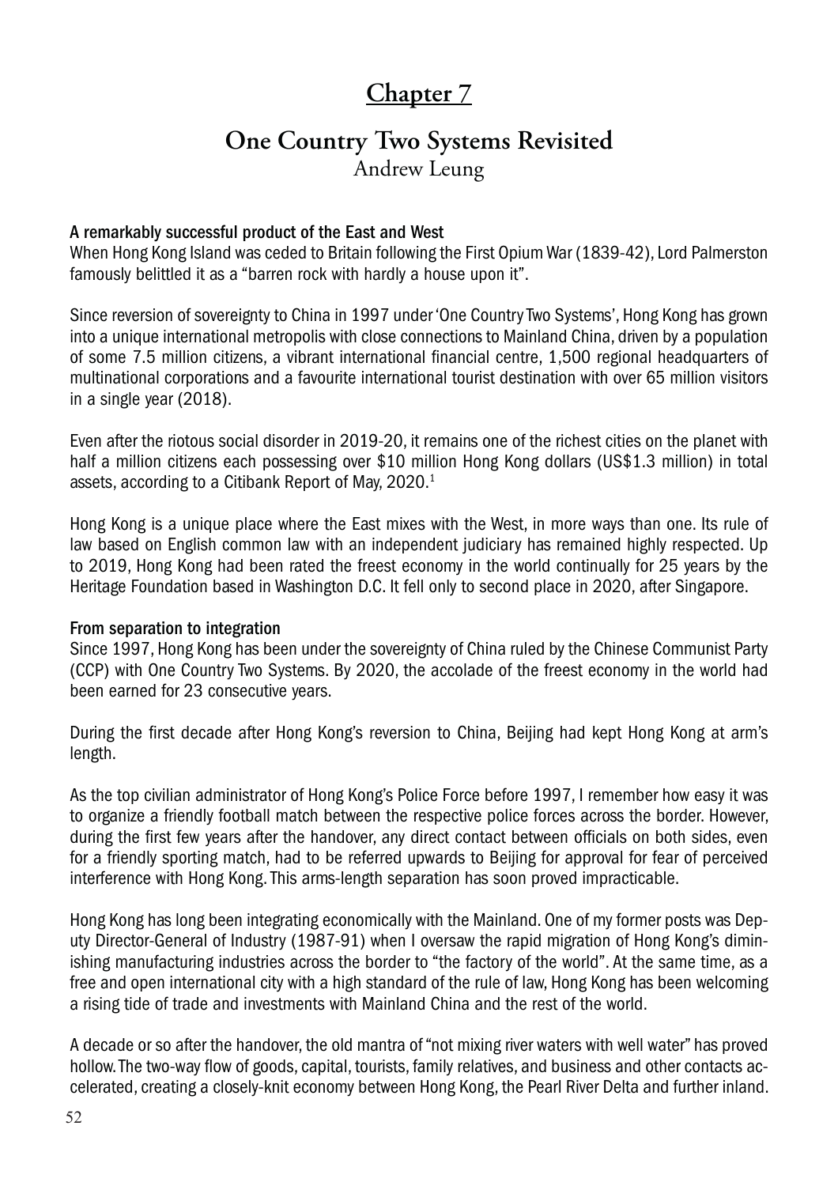# Chapter 7

## One Country Two Systems Revisited

Andrew Leung

### A remarkably successful product of the East and West

When Hong Kong Island was ceded to Britain following the First Opium War (1839-42), Lord Palmerston famously belittled it as a "barren rock with hardly a house upon it".

Since reversion of sovereignty to China in 1997 under 'One Country Two Systems', Hong Kong has grown into a unique international metropolis with close connections to Mainland China, driven by a population of some 7.5 million citizens, a vibrant international financial centre, 1,500 regional headquarters of multinational corporations and a favourite international tourist destination with over 65 million visitors in a single year (2018).

Even after the riotous social disorder in 2019-20, it remains one of the richest cities on the planet with half a million citizens each possessing over $10 million Hong Kong dollars (US$1.3 million) in total assets, according to a Citibank Report of May, 2020.[1]

Hong Kong is a unique place where the East mixes with the West, in more ways than one. Its rule of law based on English common law with an independent judiciary has remained highly respected. Up to 2019, Hong Kong had been rated the freest economy in the world continually for 25 years by the Heritage Foundation based in Washington D.C. It fell only to second place in 2020, after Singapore.

### From separation to integration

Since 1997, Hong Kong has been under the sovereignty of China ruled by the Chinese Communist Party (CCP) with One Country Two Systems. By 2020, the accolade of the freest economy in the world had been earned for 23 consecutive years.

During the first decade after Hong Kong's reversion to China, Beijing had kept Hong Kong at arm's length.

As the top civilian administrator of Hong Kong's Police Force before 1997, I remember how easy it was to organize a friendly football match between the respective police forces across the border. However, during the first few years after the handover, any direct contact between officials on both sides, even for a friendly sporting match, had to be referred upwards to Beijing for approval for fear of perceived interference with Hong Kong. This arms-length separation has soon proved impracticable.

Hong Kong has long been integrating economically with the Mainland. One of my former posts was Deputy Director-General of Industry (1987-91) when I oversaw the rapid migration of Hong Kong's diminishing manufacturing industries across the border to "the factory of the world". At the same time, as a free and open international city with a high standard of the rule of law, Hong Kong has been welcoming a rising tide of trade and investments with Mainland China and the rest of the world.

A decade or so after the handover, the old mantra of "not mixing river waters with well water" has proved hollow. The two-way flow of goods, capital, tourists, family relatives, and business and other contacts accelerated, creating a closely-knit economy between Hong Kong, the Pearl River Delta and further inland.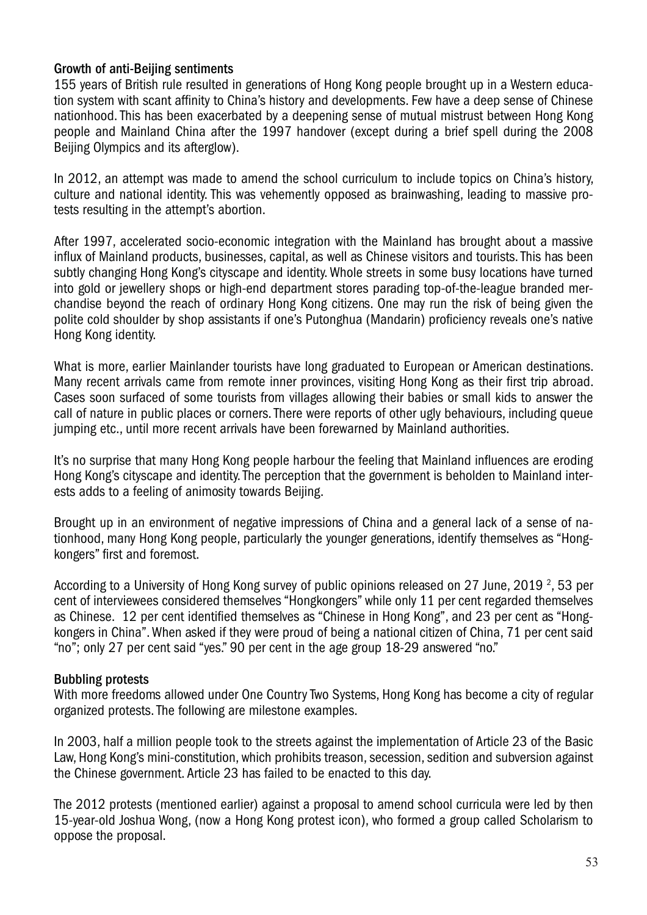### Growth of anti-Beijing sentiments

155 years of British rule resulted in generations of Hong Kong people brought up in a Western education system with scant affinity to China's history and developments. Few have a deep sense of Chinese nationhood. This has been exacerbated by a deepening sense of mutual mistrust between Hong Kong people and Mainland China after the 1997 handover (except during a brief spell during the 2008 Beijing Olympics and its afterglow).

In 2012, an attempt was made to amend the school curriculum to include topics on China's history, culture and national identity. This was vehemently opposed as brainwashing, leading to massive protests resulting in the attempt's abortion.

After 1997, accelerated socio-economic integration with the Mainland has brought about a massive influx of Mainland products, businesses, capital, as well as Chinese visitors and tourists. This has been subtly changing Hong Kong's cityscape and identity. Whole streets in some busy locations have turned into gold or jewellery shops or high-end department stores parading top-of-the-league branded merchandise beyond the reach of ordinary Hong Kong citizens. One may run the risk of being given the polite cold shoulder by shop assistants if one's Putonghua (Mandarin) proficiency reveals one's native Hong Kong identity.

What is more, earlier Mainlander tourists have long graduated to European or American destinations. Many recent arrivals came from remote inner provinces, visiting Hong Kong as their first trip abroad. Cases soon surfaced of some tourists from villages allowing their babies or small kids to answer the call of nature in public places or corners. There were reports of other ugly behaviours, including queue jumping etc., until more recent arrivals have been forewarned by Mainland authorities.

It's no surprise that many Hong Kong people harbour the feeling that Mainland influences are eroding Hong Kong's cityscape and identity. The perception that the government is beholden to Mainland interests adds to a feeling of animosity towards Beijing.

Brought up in an environment of negative impressions of China and a general lack of a sense of nationhood, many Hong Kong people, particularly the younger generations, identify themselves as "Hongkongers" first and foremost.

According to a University of Hong Kong survey of public opinions released on 27 June, 2019 [2], 53 per cent of interviewees considered themselves "Hongkongers" while only 11 per cent regarded themselves as Chinese. 12 per cent identified themselves as "Chinese in Hong Kong", and 23 per cent as "Hongkongers in China". When asked if they were proud of being a national citizen of China, 71 per cent said "no"; only 27 per cent said "yes." 90 per cent in the age group 18-29 answered "no."

### Bubbling protests

With more freedoms allowed under One Country Two Systems, Hong Kong has become a city of regular organized protests. The following are milestone examples.

In 2003, half a million people took to the streets against the implementation of Article 23 of the Basic Law, Hong Kong's mini-constitution, which prohibits treason, secession, sedition and subversion against the Chinese government. Article 23 has failed to be enacted to this day.

The 2012 protests (mentioned earlier) against a proposal to amend school curricula were led by then 15-year-old Joshua Wong, (now a Hong Kong protest icon), who formed a group called Scholarism to oppose the proposal.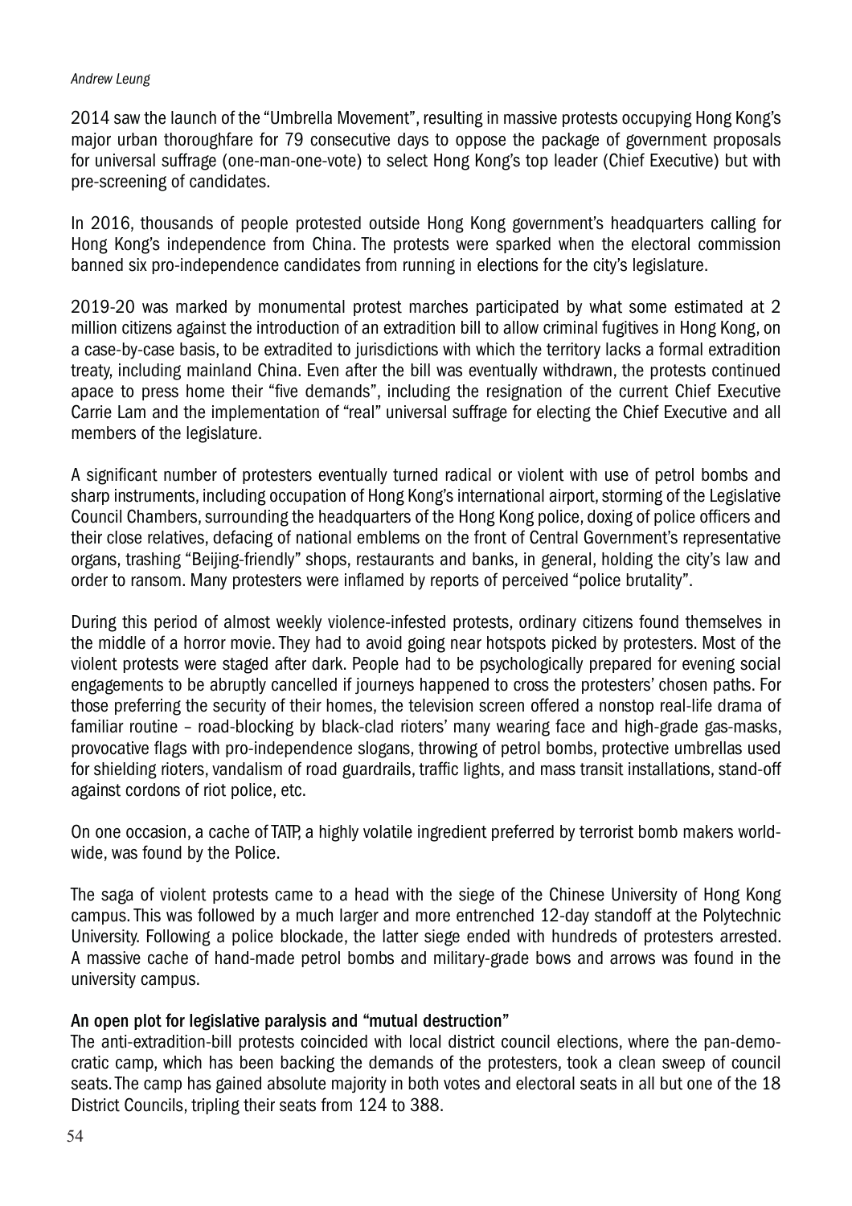2014 saw the launch of the "Umbrella Movement", resulting in massive protests occupying Hong Kong's major urban thoroughfare for 79 consecutive days to oppose the package of government proposals for universal suffrage (one-man-one-vote) to select Hong Kong's top leader (Chief Executive) but with pre-screening of candidates.

In 2016, thousands of people protested outside Hong Kong government's headquarters calling for Hong Kong's independence from China. The protests were sparked when the electoral commission banned six pro-independence candidates from running in elections for the city's legislature.

2019-20 was marked by monumental protest marches participated by what some estimated at 2 million citizens against the introduction of an extradition bill to allow criminal fugitives in Hong Kong, on a case-by-case basis, to be extradited to jurisdictions with which the territory lacks a formal extradition treaty, including mainland China. Even after the bill was eventually withdrawn, the protests continued apace to press home their "five demands", including the resignation of the current Chief Executive Carrie Lam and the implementation of "real" universal suffrage for electing the Chief Executive and all members of the legislature.

A significant number of protesters eventually turned radical or violent with use of petrol bombs and sharp instruments, including occupation of Hong Kong's international airport, storming of the Legislative Council Chambers, surrounding the headquarters of the Hong Kong police, doxing of police officers and their close relatives, defacing of national emblems on the front of Central Government's representative organs, trashing "Beijing-friendly" shops, restaurants and banks, in general, holding the city's law and order to ransom. Many protesters were inflamed by reports of perceived "police brutality".

During this period of almost weekly violence-infested protests, ordinary citizens found themselves in the middle of a horror movie. They had to avoid going near hotspots picked by protesters. Most of the violent protests were staged after dark. People had to be psychologically prepared for evening social engagements to be abruptly cancelled if journeys happened to cross the protesters' chosen paths. For those preferring the security of their homes, the television screen offered a nonstop real-life drama of familiar routine – road-blocking by black-clad rioters' many wearing face and high-grade gas-masks, provocative flags with pro-independence slogans, throwing of petrol bombs, protective umbrellas used for shielding rioters, vandalism of road guardrails, traffic lights, and mass transit installations, stand-off against cordons of riot police, etc.

On one occasion, a cache of TATP, a highly volatile ingredient preferred by terrorist bomb makers world-wide, was found by the Police.

The saga of violent protests came to a head with the siege of the Chinese University of Hong Kong campus. This was followed by a much larger and more entrenched 12-day standoff at the Polytechnic University. Following a police blockade, the latter siege ended with hundreds of protesters arrested. A massive cache of hand-made petrol bombs and military-grade bows and arrows was found in the university campus.

### An open plot for legislative paralysis and "mutual destruction"

The anti-extradition-bill protests coincided with local district council elections, where the pan-democratic camp, which has been backing the demands of the protesters, took a clean sweep of council seats. The camp has gained absolute majority in both votes and electoral seats in all but one of the 18 District Councils, tripling their seats from 124 to 388.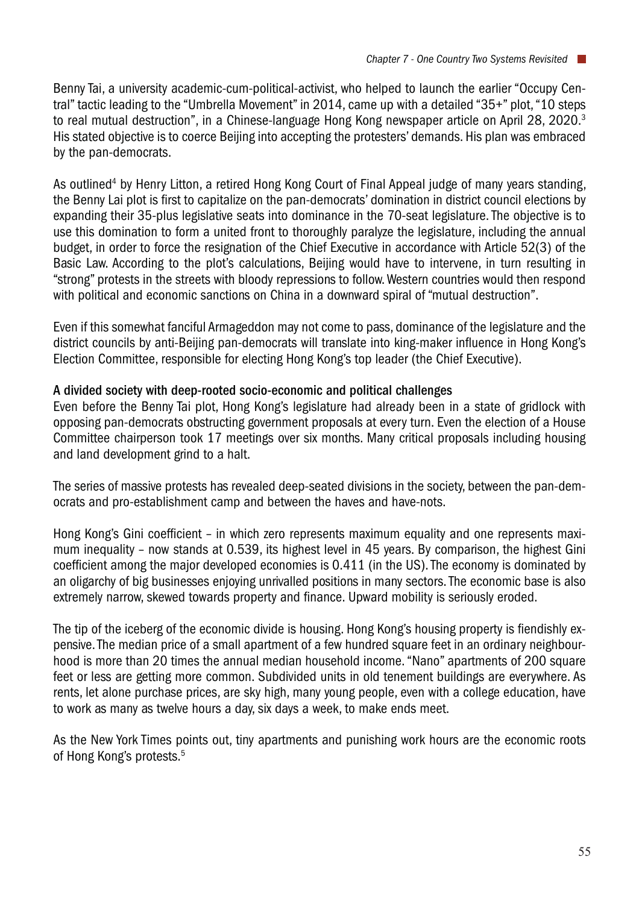Benny Tai, a university academic-cum-political-activist, who helped to launch the earlier "Occupy Central" tactic leading to the "Umbrella Movement" in 2014, came up with a detailed "35+" plot, "10 steps to real mutual destruction", in a Chinese-language Hong Kong newspaper article on April 28, 2020.[3] His stated objective is to coerce Beijing into accepting the protesters' demands. His plan was embraced by the pan-democrats.

As outlined[4] by Henry Litton, a retired Hong Kong Court of Final Appeal judge of many years standing, the Benny Lai plot is first to capitalize on the pan-democrats' domination in district council elections by expanding their 35-plus legislative seats into dominance in the 70-seat legislature. The objective is to use this domination to form a united front to thoroughly paralyze the legislature, including the annual budget, in order to force the resignation of the Chief Executive in accordance with Article 52(3) of the Basic Law. According to the plot's calculations, Beijing would have to intervene, in turn resulting in "strong" protests in the streets with bloody repressions to follow. Western countries would then respond with political and economic sanctions on China in a downward spiral of "mutual destruction".

Even if this somewhat fanciful Armageddon may not come to pass, dominance of the legislature and the district councils by anti-Beijing pan-democrats will translate into king-maker influence in Hong Kong's Election Committee, responsible for electing Hong Kong's top leader (the Chief Executive).

### A divided society with deep-rooted socio-economic and political challenges

Even before the Benny Tai plot, Hong Kong's legislature had already been in a state of gridlock with opposing pan-democrats obstructing government proposals at every turn. Even the election of a House Committee chairperson took 17 meetings over six months. Many critical proposals including housing and land development grind to a halt.

The series of massive protests has revealed deep-seated divisions in the society, between the pan-democrats and pro-establishment camp and between the haves and have-nots.

Hong Kong's Gini coefficient – in which zero represents maximum equality and one represents maximum inequality – now stands at 0.539, its highest level in 45 years. By comparison, the highest Gini coefficient among the major developed economies is 0.411 (in the US). The economy is dominated by an oligarchy of big businesses enjoying unrivalled positions in many sectors. The economic base is also extremely narrow, skewed towards property and finance. Upward mobility is seriously eroded.

The tip of the iceberg of the economic divide is housing. Hong Kong's housing property is fiendishly expensive. The median price of a small apartment of a few hundred square feet in an ordinary neighbourhood is more than 20 times the annual median household income. "Nano" apartments of 200 square feet or less are getting more common. Subdivided units in old tenement buildings are everywhere. As rents, let alone purchase prices, are sky high, many young people, even with a college education, have to work as many as twelve hours a day, six days a week, to make ends meet.

As the New York Times points out, tiny apartments and punishing work hours are the economic roots of Hong Kong's protests.[5]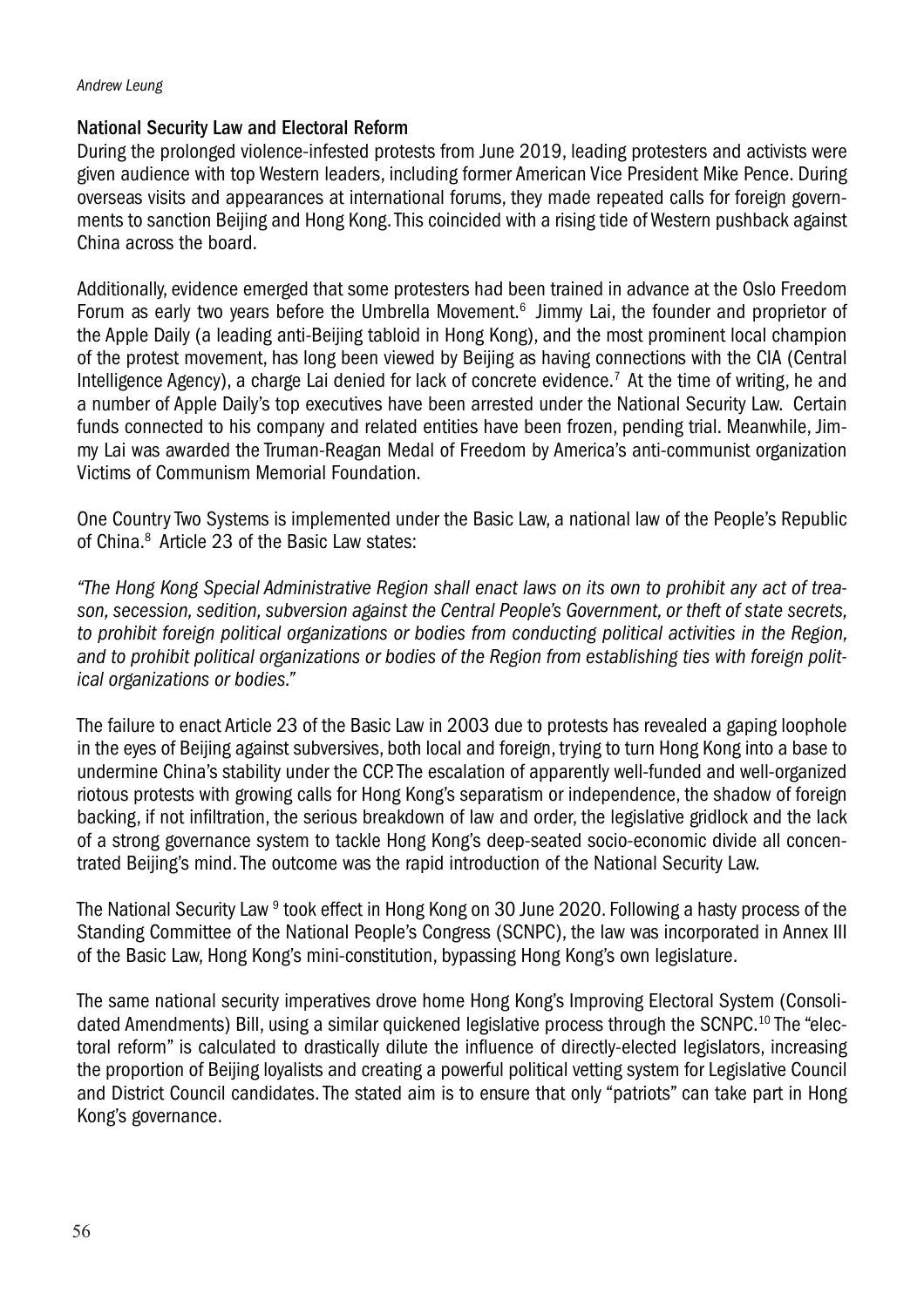## National Security Law and Electoral Reform

During the prolonged violence-infested protests from June 2019, leading protesters and activists were given audience with top Western leaders, including former American Vice President Mike Pence. During overseas visits and appearances at international forums, they made repeated calls for foreign governments to sanction Beijing and Hong Kong. This coincided with a rising tide of Western pushback against China across the board.

Additionally, evidence emerged that some protesters had been trained in advance at the Oslo Freedom Forum as early two years before the Umbrella Movement.[6] Jimmy Lai, the founder and proprietor of the Apple Daily (a leading anti-Beijing tabloid in Hong Kong), and the most prominent local champion of the protest movement, has long been viewed by Beijing as having connections with the CIA (Central Intelligence Agency), a charge Lai denied for lack of concrete evidence.[7] At the time of writing, he and a number of Apple Daily's top executives have been arrested under the National Security Law. Certain funds connected to his company and related entities have been frozen, pending trial. Meanwhile, Jimmy Lai was awarded the Truman-Reagan Medal of Freedom by America's anti-communist organization Victims of Communism Memorial Foundation.

One Country Two Systems is implemented under the Basic Law, a national law of the People's Republic of China.[8] Article 23 of the Basic Law states:

*"The Hong Kong Special Administrative Region shall enact laws on its own to prohibit any act of treason, secession, sedition, subversion against the Central People's Government, or theft of state secrets, to prohibit foreign political organizations or bodies from conducting political activities in the Region, and to prohibit political organizations or bodies of the Region from establishing ties with foreign political organizations or bodies."*

The failure to enact Article 23 of the Basic Law in 2003 due to protests has revealed a gaping loophole in the eyes of Beijing against subversives, both local and foreign, trying to turn Hong Kong into a base to undermine China's stability under the CCP. The escalation of apparently well-funded and well-organized riotous protests with growing calls for Hong Kong's separatism or independence, the shadow of foreign backing, if not infiltration, the serious breakdown of law and order, the legislative gridlock and the lack of a strong governance system to tackle Hong Kong's deep-seated socio-economic divide all concentrated Beijing's mind. The outcome was the rapid introduction of the National Security Law.

The National Security Law [9] took effect in Hong Kong on 30 June 2020. Following a hasty process of the Standing Committee of the National People's Congress (SCNPC), the law was incorporated in Annex III of the Basic Law, Hong Kong's mini-constitution, bypassing Hong Kong's own legislature.

The same national security imperatives drove home Hong Kong's Improving Electoral System (Consolidated Amendments) Bill, using a similar quickened legislative process through the SCNPC.[10] The "electoral reform" is calculated to drastically dilute the influence of directly-elected legislators, increasing the proportion of Beijing loyalists and creating a powerful political vetting system for Legislative Council and District Council candidates. The stated aim is to ensure that only "patriots" can take part in Hong Kong's governance.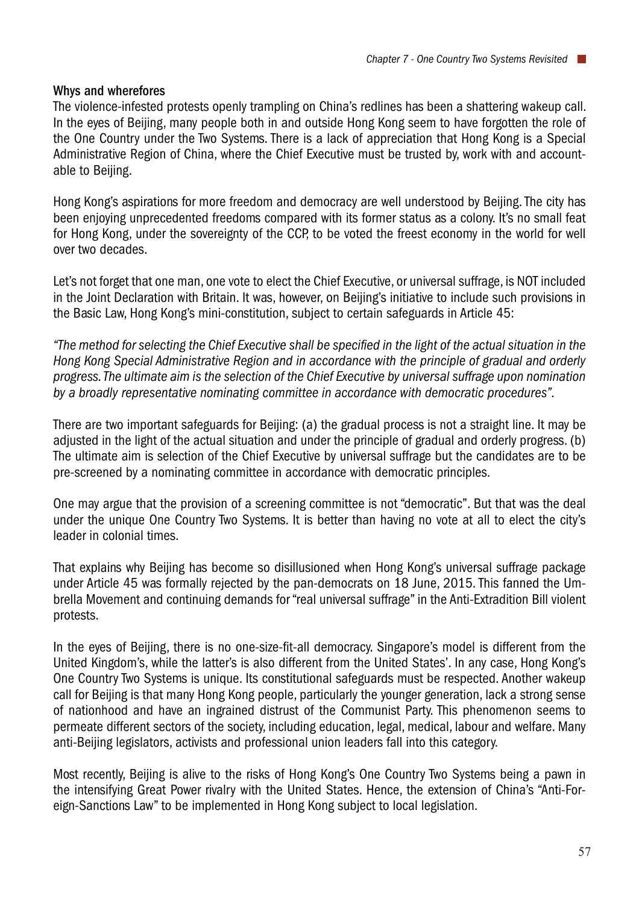### Whys and wherefores

The violence-infested protests openly trampling on China's redlines has been a shattering wakeup call. In the eyes of Beijing, many people both in and outside Hong Kong seem to have forgotten the role of the One Country under the Two Systems. There is a lack of appreciation that Hong Kong is a Special Administrative Region of China, where the Chief Executive must be trusted by, work with and accountable to Beijing.

Hong Kong's aspirations for more freedom and democracy are well understood by Beijing. The city has been enjoying unprecedented freedoms compared with its former status as a colony. It's no small feat for Hong Kong, under the sovereignty of the CCP, to be voted the freest economy in the world for well over two decades.

Let's not forget that one man, one vote to elect the Chief Executive, or universal suffrage, is NOT included in the Joint Declaration with Britain. It was, however, on Beijing's initiative to include such provisions in the Basic Law, Hong Kong's mini-constitution, subject to certain safeguards in Article 45:

*"The method for selecting the Chief Executive shall be specified in the light of the actual situation in the Hong Kong Special Administrative Region and in accordance with the principle of gradual and orderly progress. The ultimate aim is the selection of the Chief Executive by universal suffrage upon nomination by a broadly representative nominating committee in accordance with democratic procedures".*

There are two important safeguards for Beijing: (a) the gradual process is not a straight line. It may be adjusted in the light of the actual situation and under the principle of gradual and orderly progress. (b) The ultimate aim is selection of the Chief Executive by universal suffrage but the candidates are to be pre-screened by a nominating committee in accordance with democratic principles.

One may argue that the provision of a screening committee is not "democratic". But that was the deal under the unique One Country Two Systems. It is better than having no vote at all to elect the city's leader in colonial times.

That explains why Beijing has become so disillusioned when Hong Kong's universal suffrage package under Article 45 was formally rejected by the pan-democrats on 18 June, 2015. This fanned the Umbrella Movement and continuing demands for "real universal suffrage" in the Anti-Extradition Bill violent protests.

In the eyes of Beijing, there is no one-size-fit-all democracy. Singapore's model is different from the United Kingdom's, while the latter's is also different from the United States'. In any case, Hong Kong's One Country Two Systems is unique. Its constitutional safeguards must be respected. Another wakeup call for Beijing is that many Hong Kong people, particularly the younger generation, lack a strong sense of nationhood and have an ingrained distrust of the Communist Party. This phenomenon seems to permeate different sectors of the society, including education, legal, medical, labour and welfare. Many anti-Beijing legislators, activists and professional union leaders fall into this category.

Most recently, Beijing is alive to the risks of Hong Kong's One Country Two Systems being a pawn in the intensifying Great Power rivalry with the United States. Hence, the extension of China's "Anti-Foreign-Sanctions Law" to be implemented in Hong Kong subject to local legislation.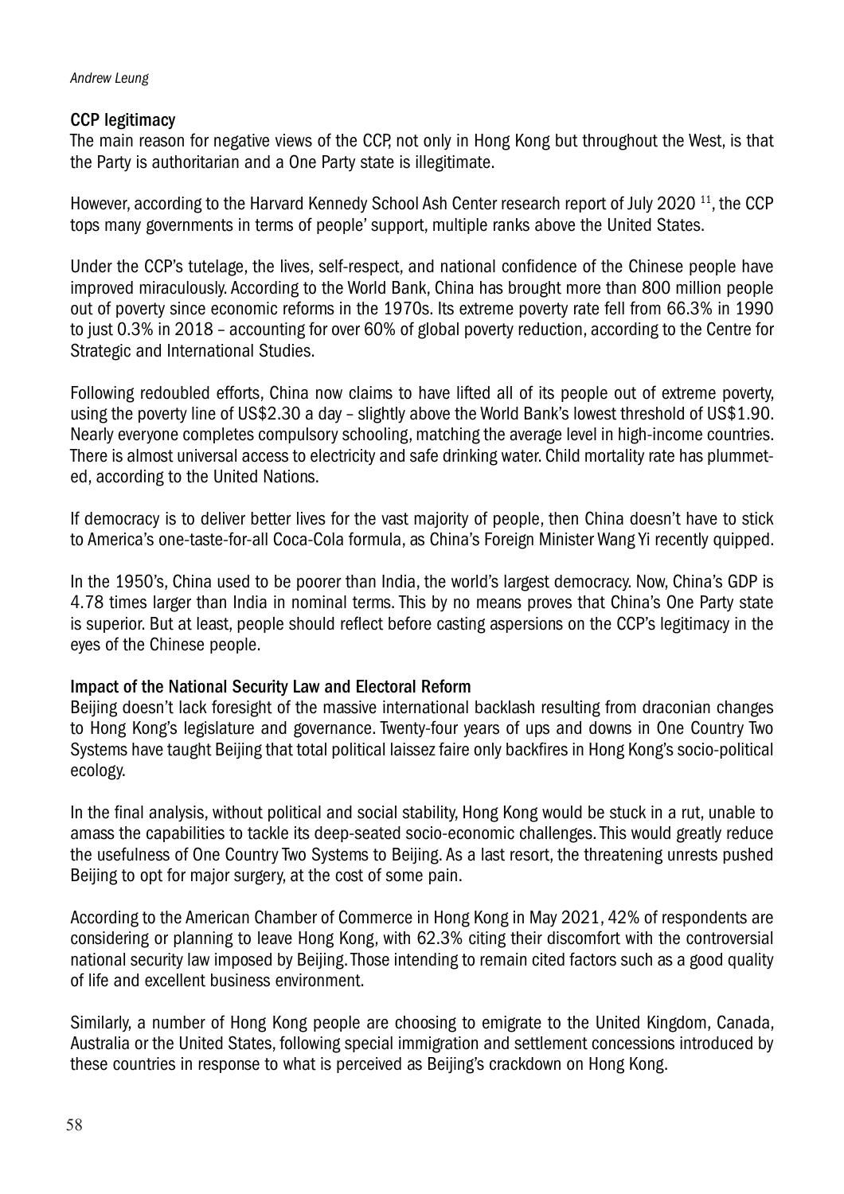### CCP legitimacy

The main reason for negative views of the CCP, not only in Hong Kong but throughout the West, is that the Party is authoritarian and a One Party state is illegitimate.

However, according to the Harvard Kennedy School Ash Center research report of July 2020 [11], the CCP tops many governments in terms of people' support, multiple ranks above the United States.

Under the CCP's tutelage, the lives, self-respect, and national confidence of the Chinese people have improved miraculously. According to the World Bank, China has brought more than 800 million people out of poverty since economic reforms in the 1970s. Its extreme poverty rate fell from 66.3% in 1990 to just 0.3% in 2018 – accounting for over 60% of global poverty reduction, according to the Centre for Strategic and International Studies.

Following redoubled efforts, China now claims to have lifted all of its people out of extreme poverty, using the poverty line of US$2.30 a day – slightly above the World Bank's lowest threshold of US$1.90. Nearly everyone completes compulsory schooling, matching the average level in high-income countries. There is almost universal access to electricity and safe drinking water. Child mortality rate has plummeted, according to the United Nations.

If democracy is to deliver better lives for the vast majority of people, then China doesn't have to stick to America's one-taste-for-all Coca-Cola formula, as China's Foreign Minister Wang Yi recently quipped.

In the 1950's, China used to be poorer than India, the world's largest democracy. Now, China's GDP is 4.78 times larger than India in nominal terms. This by no means proves that China's One Party state is superior. But at least, people should reflect before casting aspersions on the CCP's legitimacy in the eyes of the Chinese people.

### Impact of the National Security Law and Electoral Reform

Beijing doesn't lack foresight of the massive international backlash resulting from draconian changes to Hong Kong's legislature and governance. Twenty-four years of ups and downs in One Country Two Systems have taught Beijing that total political laissez faire only backfires in Hong Kong's socio-political ecology.

In the final analysis, without political and social stability, Hong Kong would be stuck in a rut, unable to amass the capabilities to tackle its deep-seated socio-economic challenges. This would greatly reduce the usefulness of One Country Two Systems to Beijing. As a last resort, the threatening unrests pushed Beijing to opt for major surgery, at the cost of some pain.

According to the American Chamber of Commerce in Hong Kong in May 2021, 42% of respondents are considering or planning to leave Hong Kong, with 62.3% citing their discomfort with the controversial national security law imposed by Beijing. Those intending to remain cited factors such as a good quality of life and excellent business environment.

Similarly, a number of Hong Kong people are choosing to emigrate to the United Kingdom, Canada, Australia or the United States, following special immigration and settlement concessions introduced by these countries in response to what is perceived as Beijing's crackdown on Hong Kong.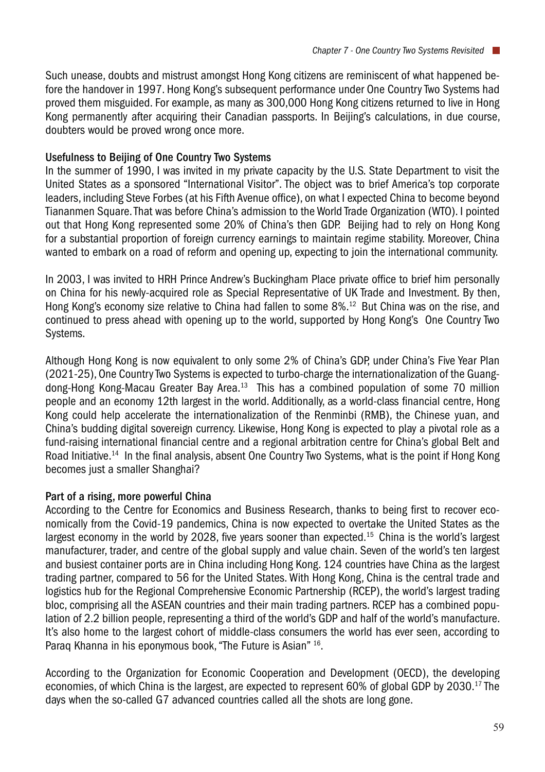Such unease, doubts and mistrust amongst Hong Kong citizens are reminiscent of what happened before the handover in 1997. Hong Kong's subsequent performance under One Country Two Systems had proved them misguided. For example, as many as 300,000 Hong Kong citizens returned to live in Hong Kong permanently after acquiring their Canadian passports. In Beijing's calculations, in due course, doubters would be proved wrong once more.

**Usefulness to Beijing of One Country Two Systems**

In the summer of 1990, I was invited in my private capacity by the U.S. State Department to visit the United States as a sponsored "International Visitor". The object was to brief America's top corporate leaders, including Steve Forbes (at his Fifth Avenue office), on what I expected China to become beyond Tiananmen Square. That was before China's admission to the World Trade Organization (WTO). I pointed out that Hong Kong represented some 20% of China's then GDP. Beijing had to rely on Hong Kong for a substantial proportion of foreign currency earnings to maintain regime stability. Moreover, China wanted to embark on a road of reform and opening up, expecting to join the international community.

In 2003, I was invited to HRH Prince Andrew's Buckingham Place private office to brief him personally on China for his newly-acquired role as Special Representative of UK Trade and Investment. By then, Hong Kong's economy size relative to China had fallen to some 8%.[12] But China was on the rise, and continued to press ahead with opening up to the world, supported by Hong Kong's One Country Two Systems.

Although Hong Kong is now equivalent to only some 2% of China's GDP, under China's Five Year Plan (2021-25), One Country Two Systems is expected to turbo-charge the internationalization of the Guangdong-Hong Kong-Macau Greater Bay Area.[13] This has a combined population of some 70 million people and an economy 12th largest in the world. Additionally, as a world-class financial centre, Hong Kong could help accelerate the internationalization of the Renminbi (RMB), the Chinese yuan, and China's budding digital sovereign currency. Likewise, Hong Kong is expected to play a pivotal role as a fund-raising international financial centre and a regional arbitration centre for China's global Belt and Road Initiative.[14] In the final analysis, absent One Country Two Systems, what is the point if Hong Kong becomes just a smaller Shanghai?

**Part of a rising, more powerful China**

According to the Centre for Economics and Business Research, thanks to being first to recover economically from the Covid-19 pandemics, China is now expected to overtake the United States as the largest economy in the world by 2028, five years sooner than expected.[15] China is the world's largest manufacturer, trader, and centre of the global supply and value chain. Seven of the world's ten largest and busiest container ports are in China including Hong Kong. 124 countries have China as the largest trading partner, compared to 56 for the United States. With Hong Kong, China is the central trade and logistics hub for the Regional Comprehensive Economic Partnership (RCEP), the world's largest trading bloc, comprising all the ASEAN countries and their main trading partners. RCEP has a combined population of 2.2 billion people, representing a third of the world's GDP and half of the world's manufacture. It's also home to the largest cohort of middle-class consumers the world has ever seen, according to Paraq Khanna in his eponymous book, "The Future is Asian" [16].

According to the Organization for Economic Cooperation and Development (OECD), the developing economies, of which China is the largest, are expected to represent 60% of global GDP by 2030.[17] The days when the so-called G7 advanced countries called all the shots are long gone.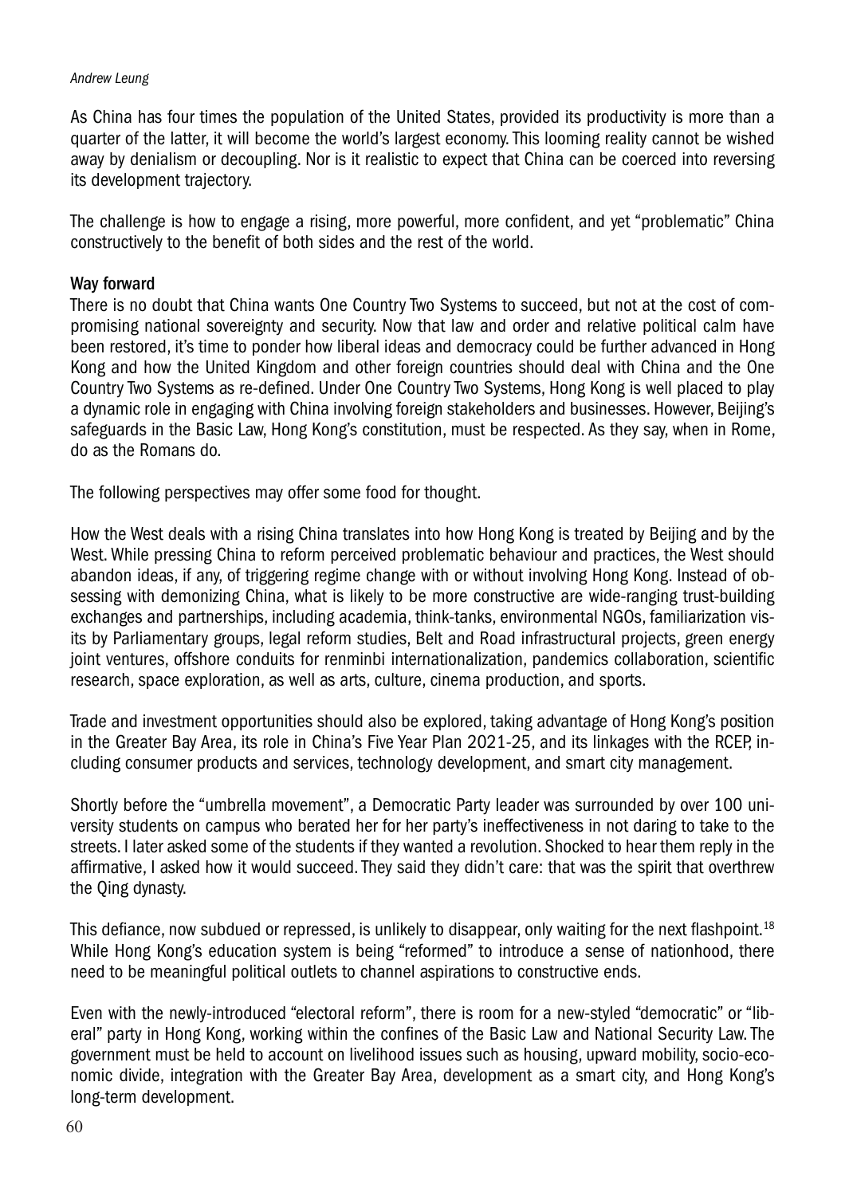As China has four times the population of the United States, provided its productivity is more than a quarter of the latter, it will become the world's largest economy. This looming reality cannot be wished away by denialism or decoupling. Nor is it realistic to expect that China can be coerced into reversing its development trajectory.

The challenge is how to engage a rising, more powerful, more confident, and yet "problematic" China constructively to the benefit of both sides and the rest of the world.

## Way forward

There is no doubt that China wants One Country Two Systems to succeed, but not at the cost of compromising national sovereignty and security. Now that law and order and relative political calm have been restored, it's time to ponder how liberal ideas and democracy could be further advanced in Hong Kong and how the United Kingdom and other foreign countries should deal with China and the One Country Two Systems as re-defined. Under One Country Two Systems, Hong Kong is well placed to play a dynamic role in engaging with China involving foreign stakeholders and businesses. However, Beijing's safeguards in the Basic Law, Hong Kong's constitution, must be respected. As they say, when in Rome, do as the Romans do.

The following perspectives may offer some food for thought.

How the West deals with a rising China translates into how Hong Kong is treated by Beijing and by the West. While pressing China to reform perceived problematic behaviour and practices, the West should abandon ideas, if any, of triggering regime change with or without involving Hong Kong. Instead of obsessing with demonizing China, what is likely to be more constructive are wide-ranging trust-building exchanges and partnerships, including academia, think-tanks, environmental NGOs, familiarization visits by Parliamentary groups, legal reform studies, Belt and Road infrastructural projects, green energy joint ventures, offshore conduits for renminbi internationalization, pandemics collaboration, scientific research, space exploration, as well as arts, culture, cinema production, and sports.

Trade and investment opportunities should also be explored, taking advantage of Hong Kong's position in the Greater Bay Area, its role in China's Five Year Plan 2021-25, and its linkages with the RCEP, including consumer products and services, technology development, and smart city management.

Shortly before the "umbrella movement", a Democratic Party leader was surrounded by over 100 university students on campus who berated her for her party's ineffectiveness in not daring to take to the streets. I later asked some of the students if they wanted a revolution. Shocked to hear them reply in the affirmative, I asked how it would succeed. They said they didn't care: that was the spirit that overthrew the Qing dynasty.

This defiance, now subdued or repressed, is unlikely to disappear, only waiting for the next flashpoint.[18] While Hong Kong's education system is being "reformed" to introduce a sense of nationhood, there need to be meaningful political outlets to channel aspirations to constructive ends.

Even with the newly-introduced "electoral reform", there is room for a new-styled "democratic" or "liberal" party in Hong Kong, working within the confines of the Basic Law and National Security Law. The government must be held to account on livelihood issues such as housing, upward mobility, socio-economic divide, integration with the Greater Bay Area, development as a smart city, and Hong Kong's long-term development.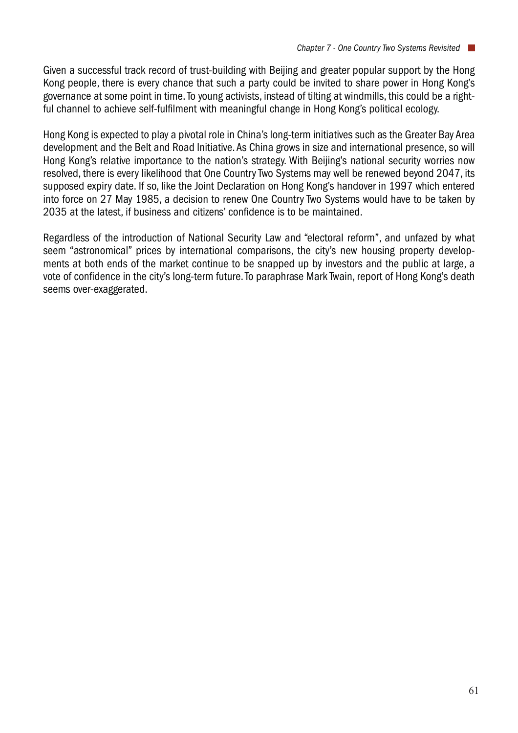Given a successful track record of trust-building with Beijing and greater popular support by the Hong Kong people, there is every chance that such a party could be invited to share power in Hong Kong's governance at some point in time. To young activists, instead of tilting at windmills, this could be a rightful channel to achieve self-fulfilment with meaningful change in Hong Kong's political ecology.

Hong Kong is expected to play a pivotal role in China's long-term initiatives such as the Greater Bay Area development and the Belt and Road Initiative. As China grows in size and international presence, so will Hong Kong's relative importance to the nation's strategy. With Beijing's national security worries now resolved, there is every likelihood that One Country Two Systems may well be renewed beyond 2047, its supposed expiry date. If so, like the Joint Declaration on Hong Kong's handover in 1997 which entered into force on 27 May 1985, a decision to renew One Country Two Systems would have to be taken by 2035 at the latest, if business and citizens' confidence is to be maintained.

Regardless of the introduction of National Security Law and "electoral reform", and unfazed by what seem "astronomical" prices by international comparisons, the city's new housing property developments at both ends of the market continue to be snapped up by investors and the public at large, a vote of confidence in the city's long-term future. To paraphrase Mark Twain, report of Hong Kong's death seems over-exaggerated.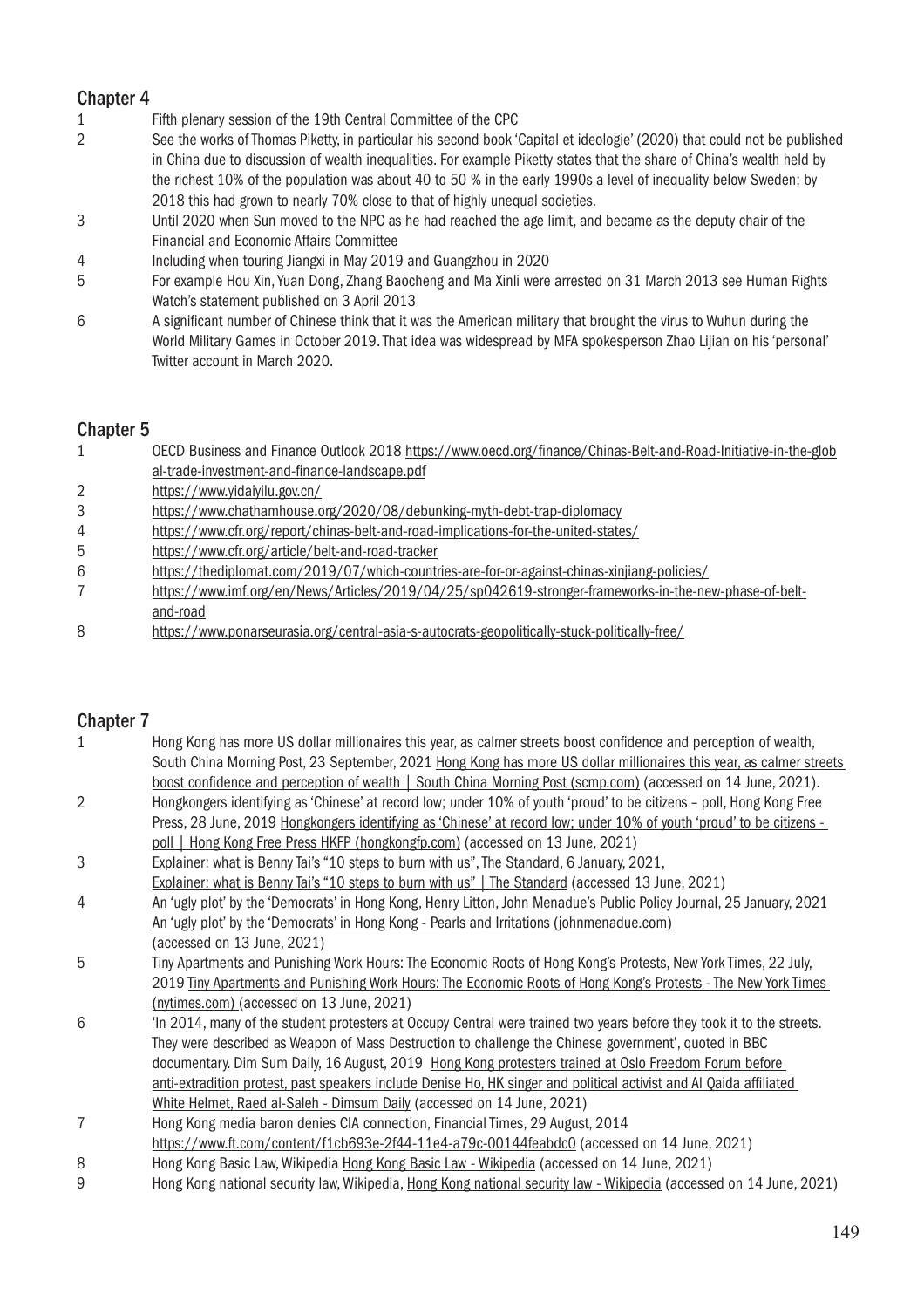## Chapter 4

1 Fifth plenary session of the 19th Central Committee of the CPC

2 See the works of Thomas Piketty, in particular his second book 'Capital et ideologie' (2020) that could not be published in China due to discussion of wealth inequalities. For example Piketty states that the share of China's wealth held by the richest 10% of the population was about 40 to 50 % in the early 1990s a level of inequality below Sweden; by 2018 this had grown to nearly 70% close to that of highly unequal societies.

3 Until 2020 when Sun moved to the NPC as he had reached the age limit, and became as the deputy chair of the Financial and Economic Affairs Committee

4 Including when touring Jiangxi in May 2019 and Guangzhou in 2020

5 For example Hou Xin, Yuan Dong, Zhang Baocheng and Ma Xinli were arrested on 31 March 2013 see Human Rights Watch's statement published on 3 April 2013

6 A significant number of Chinese think that it was the American military that brought the virus to Wuhun during the World Military Games in October 2019. That idea was widespread by MFA spokesperson Zhao Lijian on his 'personal' Twitter account in March 2020.

## Chapter 5

1 OECD Business and Finance Outlook 2018 https://www.oecd.org/finance/Chinas-Belt-and-Road-Initiative-in-the-global-trade-investment-and-finance-landscape.pdf

2 https://www.yidaiyilu.gov.cn/

3 https://www.chathamhouse.org/2020/08/debunking-myth-debt-trap-diplomacy

4 https://www.cfr.org/report/chinas-belt-and-road-implications-for-the-united-states/

5 https://www.cfr.org/article/belt-and-road-tracker

6 https://thediplomat.com/2019/07/which-countries-are-for-or-against-chinas-xinjiang-policies/

7 https://www.imf.org/en/News/Articles/2019/04/25/sp042619-stronger-frameworks-in-the-new-phase-of-belt-and-road

8 https://www.ponarseurasia.org/central-asia-s-autocrats-geopolitically-stuck-politically-free/

## Chapter 7

1 Hong Kong has more US dollar millionaires this year, as calmer streets boost confidence and perception of wealth, South China Morning Post, 23 September, 2021 Hong Kong has more US dollar millionaires this year, as calmer streets boost confidence and perception of wealth | South China Morning Post (scmp.com) (accessed on 14 June, 2021).

2 Hongkongers identifying as 'Chinese' at record low; under 10% of youth 'proud' to be citizens – poll, Hong Kong Free Press, 28 June, 2019 Hongkongers identifying as 'Chinese' at record low; under 10% of youth 'proud' to be citizens - poll | Hong Kong Free Press HKFP (hongkongfp.com) (accessed on 13 June, 2021)

3 Explainer: what is Benny Tai's "10 steps to burn with us", The Standard, 6 January, 2021, Explainer: what is Benny Tai's "10 steps to burn with us" | The Standard (accessed 13 June, 2021)

4 An 'ugly plot' by the 'Democrats' in Hong Kong, Henry Litton, John Menadue's Public Policy Journal, 25 January, 2021 An 'ugly plot' by the 'Democrats' in Hong Kong - Pearls and Irritations (johnmenadue.com) (accessed on 13 June, 2021)

5 Tiny Apartments and Punishing Work Hours: The Economic Roots of Hong Kong's Protests, New York Times, 22 July, 2019 Tiny Apartments and Punishing Work Hours: The Economic Roots of Hong Kong's Protests - The New York Times (nytimes.com) (accessed on 13 June, 2021)

6 'In 2014, many of the student protesters at Occupy Central were trained two years before they took it to the streets. They were described as Weapon of Mass Destruction to challenge the Chinese government', quoted in BBC documentary. Dim Sum Daily, 16 August, 2019 Hong Kong protesters trained at Oslo Freedom Forum before anti-extradition protest, past speakers include Denise Ho, HK singer and political activist and Al Qaida affiliated White Helmet, Raed al-Saleh - Dimsum Daily (accessed on 14 June, 2021)

7 Hong Kong media baron denies CIA connection, Financial Times, 29 August, 2014 https://www.ft.com/content/f1cb693e-2f44-11e4-a79c-00144feabdc0 (accessed on 14 June, 2021)

8 Hong Kong Basic Law, Wikipedia Hong Kong Basic Law - Wikipedia (accessed on 14 June, 2021)

9 Hong Kong national security law, Wikipedia, Hong Kong national security law - Wikipedia (accessed on 14 June, 2021)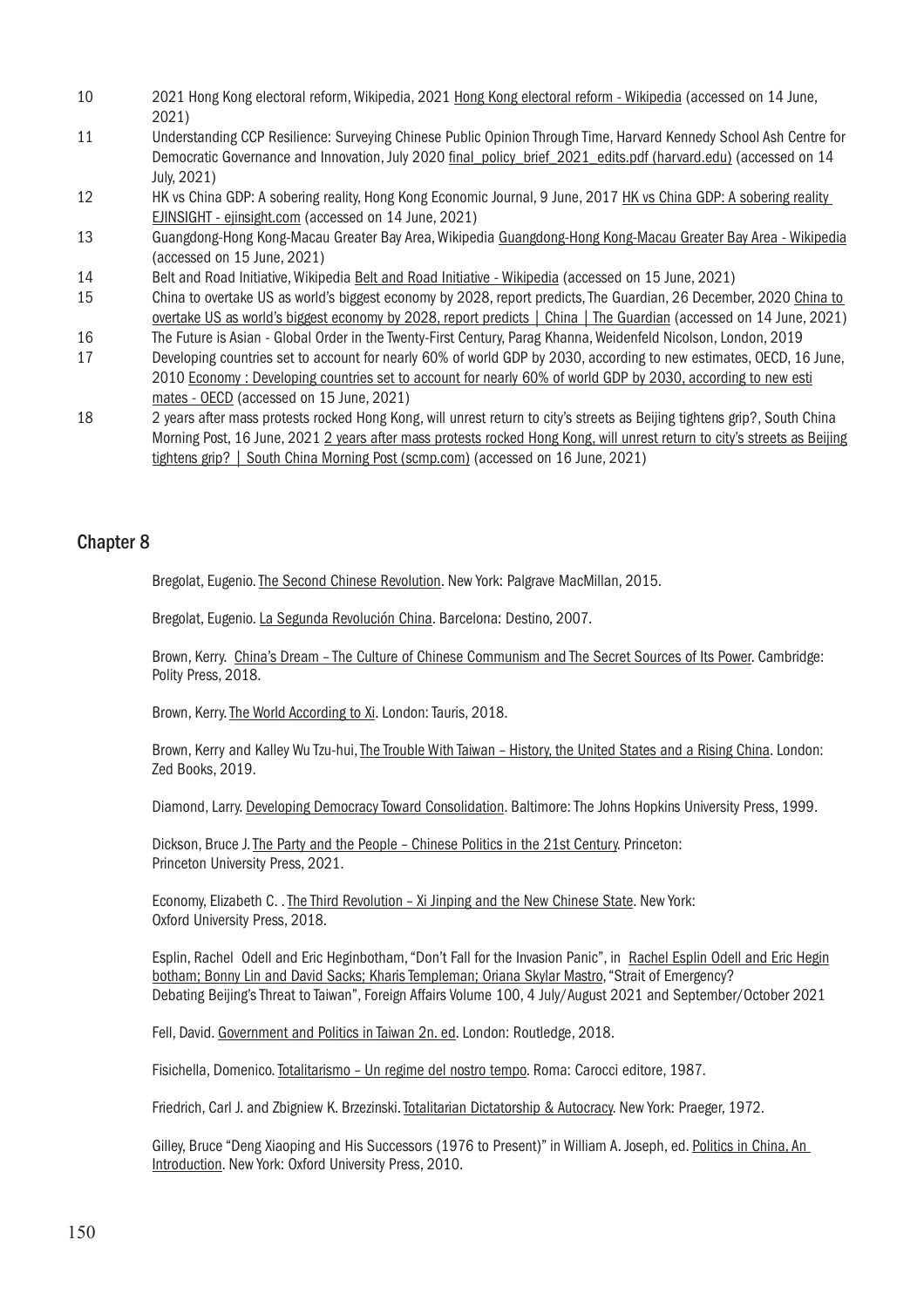10 2021 Hong Kong electoral reform, Wikipedia, 2021 Hong Kong electoral reform - Wikipedia (accessed on 14 June, 2021)

11 Understanding CCP Resilience: Surveying Chinese Public Opinion Through Time, Harvard Kennedy School Ash Centre for Democratic Governance and Innovation, July 2020 final_policy_brief_2021_edits.pdf (harvard.edu) (accessed on 14 July, 2021)

12 HK vs China GDP: A sobering reality, Hong Kong Economic Journal, 9 June, 2017 HK vs China GDP: A sobering reality EJINSIGHT - ejinsight.com (accessed on 14 June, 2021)

13 Guangdong-Hong Kong-Macau Greater Bay Area, Wikipedia Guangdong-Hong Kong-Macau Greater Bay Area - Wikipedia (accessed on 15 June, 2021)

14 Belt and Road Initiative, Wikipedia Belt and Road Initiative - Wikipedia (accessed on 15 June, 2021)

15 China to overtake US as world's biggest economy by 2028, report predicts, The Guardian, 26 December, 2020 China to overtake US as world's biggest economy by 2028, report predicts | China | The Guardian (accessed on 14 June, 2021)

16 The Future is Asian - Global Order in the Twenty-First Century, Parag Khanna, Weidenfeld Nicolson, London, 2019

17 Developing countries set to account for nearly 60% of world GDP by 2030, according to new estimates, OECD, 16 June, 2010 Economy : Developing countries set to account for nearly 60% of world GDP by 2030, according to new esti mates - OECD (accessed on 15 June, 2021)

18 2 years after mass protests rocked Hong Kong, will unrest return to city's streets as Beijing tightens grip?, South China Morning Post, 16 June, 2021 2 years after mass protests rocked Hong Kong, will unrest return to city's streets as Beijing tightens grip? | South China Morning Post (scmp.com) (accessed on 16 June, 2021)

## Chapter 8

Bregolat, Eugenio. The Second Chinese Revolution. New York: Palgrave MacMillan, 2015.

Bregolat, Eugenio. La Segunda Revolución China. Barcelona: Destino, 2007.

Brown, Kerry. China's Dream – The Culture of Chinese Communism and The Secret Sources of Its Power. Cambridge: Polity Press, 2018.

Brown, Kerry. The World According to Xi. London: Tauris, 2018.

Brown, Kerry and Kalley Wu Tzu-hui, The Trouble With Taiwan – History, the United States and a Rising China. London: Zed Books, 2019.

Diamond, Larry. Developing Democracy Toward Consolidation. Baltimore: The Johns Hopkins University Press, 1999.

Dickson, Bruce J. The Party and the People – Chinese Politics in the 21st Century. Princeton: Princeton University Press, 2021.

Economy, Elizabeth C. . The Third Revolution – Xi Jinping and the New Chinese State. New York: Oxford University Press, 2018.

Esplin, Rachel Odell and Eric Heginbotham, "Don't Fall for the Invasion Panic", in Rachel Esplin Odell and Eric Hegin botham; Bonny Lin and David Sacks; Kharis Templeman; Oriana Skylar Mastro, "Strait of Emergency? Debating Beijing's Threat to Taiwan", Foreign Affairs Volume 100, 4 July/August 2021 and September/October 2021

Fell, David. Government and Politics in Taiwan 2n. ed. London: Routledge, 2018.

Fisichella, Domenico. Totalitarismo – Un regime del nostro tempo. Roma: Carocci editore, 1987.

Friedrich, Carl J. and Zbigniew K. Brzezinski. Totalitarian Dictatorship & Autocracy. New York: Praeger, 1972.

Gilley, Bruce "Deng Xiaoping and His Successors (1976 to Present)" in William A. Joseph, ed. Politics in China, An Introduction. New York: Oxford University Press, 2010.